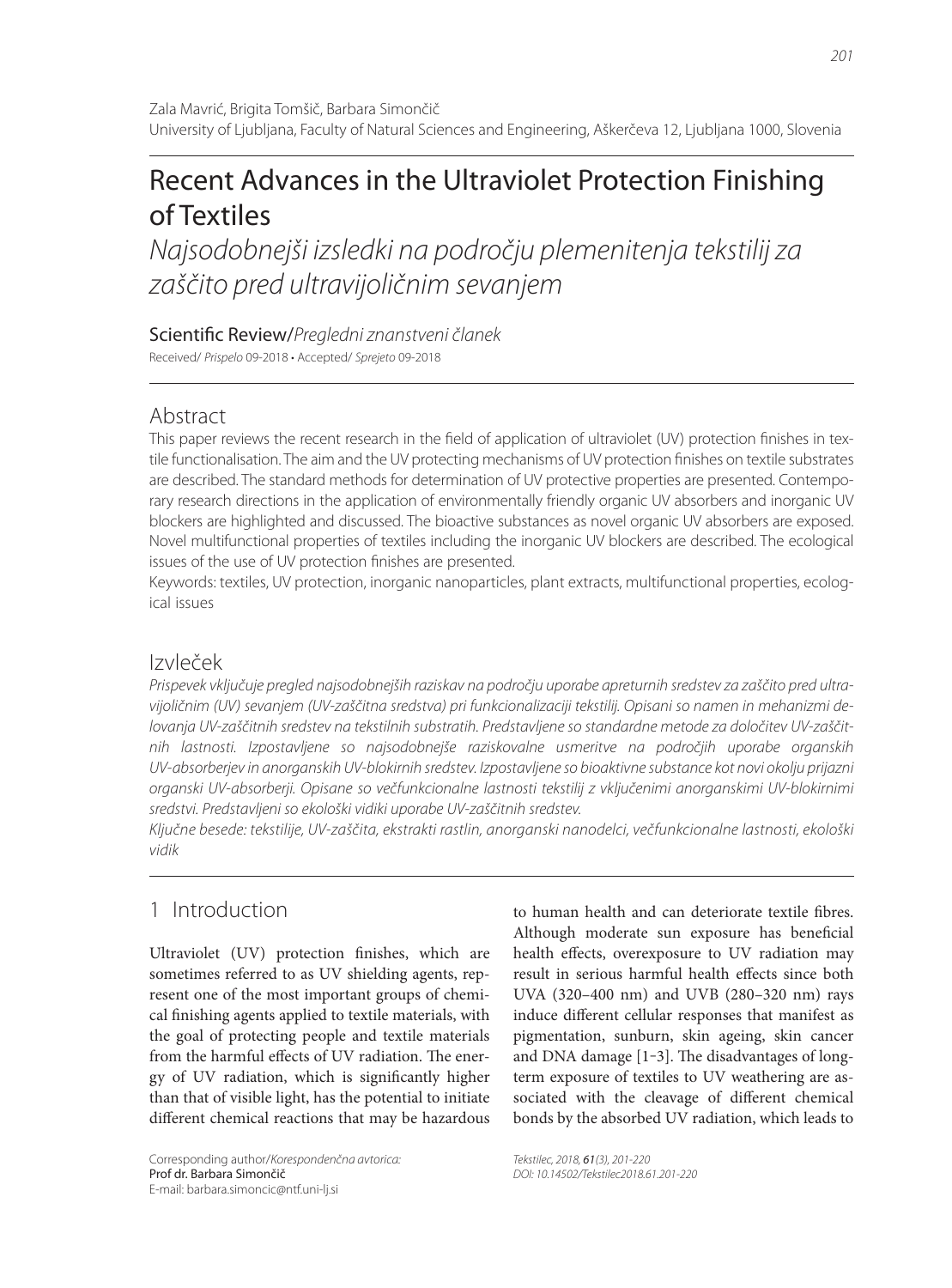Zala Mavrić, Brigita Tomšič, Barbara Simončič
University of Ljubljana, Faculty of Natural Sciences and Engineering, Aškerčeva 12, Ljubljana 1000, Slovenia

# Recent Advances in the Ultraviolet Protection Finishing of Textiles

*Najsodobnejši izsledki na področju plemenitenja tekstilij za zaščito pred ultravijoličnim sevanjem*

Scientific Review/*Pregledni znanstveni članek*

Received/ *Prispelo* 09-2018 • Accepted/ *Sprejeto* 09-2018

## Abstract

This paper reviews the recent research in the field of application of ultraviolet (UV) protection finishes in textile functionalisation. The aim and the UV protecting mechanisms of UV protection finishes on textile substrates are described. The standard methods for determination of UV protective properties are presented. Contemporary research directions in the application of environmentally friendly organic UV absorbers and inorganic UV blockers are highlighted and discussed. The bioactive substances as novel organic UV absorbers are exposed. Novel multifunctional properties of textiles including the inorganic UV blockers are described. The ecological issues of the use of UV protection finishes are presented.

Keywords: textiles, UV protection, inorganic nanoparticles, plant extracts, multifunctional properties, ecological issues

## Izvleček

*Prispevek vključuje pregled najsodobnejših raziskav na področju uporabe apreturnih sredstev za zaščito pred ultravijoličnim (UV) sevanjem (UV-zaščitna sredstva) pri funkcionalizaciji tekstilij. Opisani so namen in mehanizmi delovanja UV-zaščitnih sredstev na tekstilnih substratih. Predstavljene so standardne metode za določitev UV-zaščitnih lastnosti. Izpostavljene so najsodobnejše raziskovalne usmeritve na področjih uporabe organskih UV-absorberjev in anorganskih UV-blokirnih sredstev. Izpostavljene so bioaktivne substance kot novi okolju prijazni organski UV-absorberji. Opisane so večfunkcionalne lastnosti tekstilij z vključenimi anorganskimi UV-blokirnimi sredstvi. Predstavljeni so ekološki vidiki uporabe UV-zaščitnih sredstev.*

*Ključne besede: tekstilije, UV-zaščita, ekstrakti rastlin, anorganski nanodelci, večfunkcionalne lastnosti, ekološki vidik*

## 1 Introduction

Ultraviolet (UV) protection finishes, which are sometimes referred to as UV shielding agents, represent one of the most important groups of chemical finishing agents applied to textile materials, with the goal of protecting people and textile materials from the harmful effects of UV radiation. The energy of UV radiation, which is significantly higher than that of visible light, has the potential to initiate different chemical reactions that may be hazardous to human health and can deteriorate textile fibres. Although moderate sun exposure has beneficial health effects, overexposure to UV radiation may result in serious harmful health effects since both UVA (320–400 nm) and UVB (280–320 nm) rays induce different cellular responses that manifest as pigmentation, sunburn, skin ageing, skin cancer and DNA damage [1-3]. The disadvantages of long-term exposure of textiles to UV weathering are associated with the cleavage of different chemical bonds by the absorbed UV radiation, which leads to

Corresponding author/*Korespondenčna avtorica:*
Prof dr. Barbara Simončič
E-mail: barbara.simoncic@ntf.uni-lj.si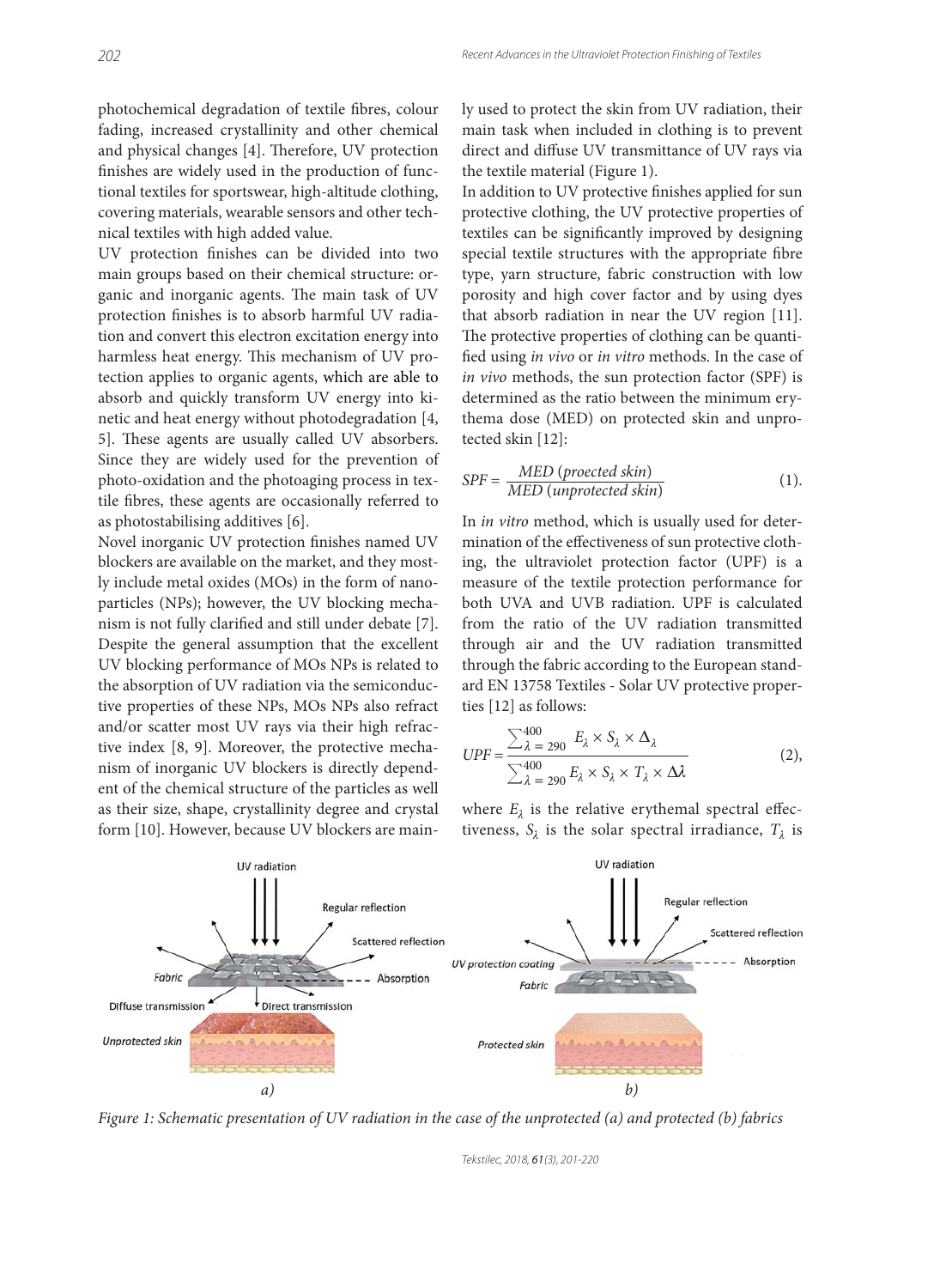photochemical degradation of textile fibres, colour fading, increased crystallinity and other chemical and physical changes [4]. Therefore, UV protection finishes are widely used in the production of functional textiles for sportswear, high-altitude clothing, covering materials, wearable sensors and other technical textiles with high added value.

UV protection finishes can be divided into two main groups based on their chemical structure: organic and inorganic agents. The main task of UV protection finishes is to absorb harmful UV radiation and convert this electron excitation energy into harmless heat energy. This mechanism of UV protection applies to organic agents, which are able to absorb and quickly transform UV energy into kinetic and heat energy without photodegradation [4, 5]. These agents are usually called UV absorbers. Since they are widely used for the prevention of photo-oxidation and the photoaging process in textile fibres, these agents are occasionally referred to as photostabilising additives [6].

Novel inorganic UV protection finishes named UV blockers are available on the market, and they mostly include metal oxides (MOs) in the form of nanoparticles (NPs); however, the UV blocking mechanism is not fully clarified and still under debate [7]. Despite the general assumption that the excellent UV blocking performance of MOs NPs is related to the absorption of UV radiation via the semiconductive properties of these NPs, MOs NPs also refract and/or scatter most UV rays via their high refractive index [8, 9]. Moreover, the protective mechanism of inorganic UV blockers is directly dependent of the chemical structure of the particles as well as their size, shape, crystallinity degree and crystal form [10]. However, because UV blockers are mainly used to protect the skin from UV radiation, their main task when included in clothing is to prevent direct and diffuse UV transmittance of UV rays via the textile material (Figure 1).

In addition to UV protective finishes applied for sun protective clothing, the UV protective properties of textiles can be significantly improved by designing special textile structures with the appropriate fibre type, yarn structure, fabric construction with low porosity and high cover factor and by using dyes that absorb radiation in near the UV region [11]. The protective properties of clothing can be quantified using *in vivo* or *in vitro* methods. In the case of *in vivo* methods, the sun protection factor (SPF) is determined as the ratio between the minimum erythema dose (MED) on protected skin and unprotected skin [12]:

$$SPF = \frac{MED\ (proected\ skin)}{MED\ (unprotected\ skin)} \tag{1}$$

In *in vitro* method, which is usually used for determination of the effectiveness of sun protective clothing, the ultraviolet protection factor (UPF) is a measure of the textile protection performance for both UVA and UVB radiation. UPF is calculated from the ratio of the UV radiation transmitted through air and the UV radiation transmitted through the fabric according to the European standard EN 13758 Textiles - Solar UV protective properties [12] as follows:

$$UPF = \frac{\sum_{\lambda=290}^{400} E_\lambda \times S_\lambda \times \Delta_\lambda}{\sum_{\lambda=290}^{400} E_\lambda \times S_\lambda \times T_\lambda \times \Delta\lambda} \tag{2}$$

where $E_\lambda$ is the relative erythemal spectral effectiveness, $S_\lambda$ is the solar spectral irradiance, $T_\lambda$ is

*Figure 1: Schematic presentation of UV radiation in the case of the unprotected (a) and protected (b) fabrics*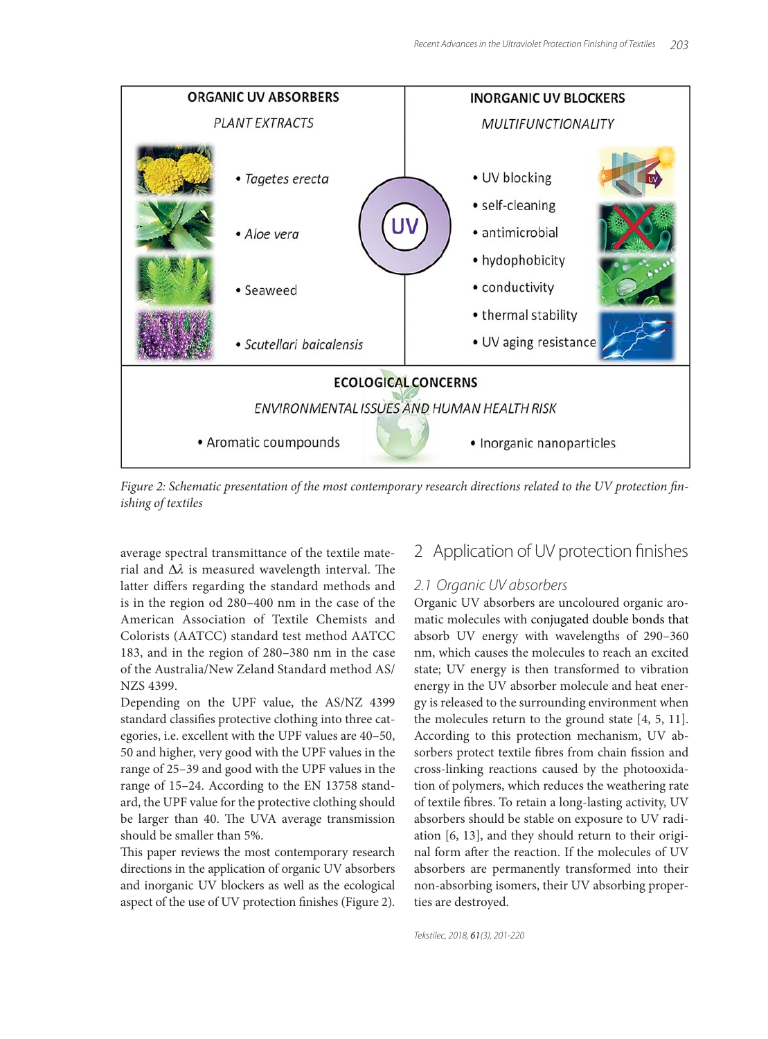ORGANIC UV ABSORBERS

*PLANT EXTRACTS*

- *Tagetes erecta*
- *Aloe vera*
- Seaweed
- *Scutellari baicalensis*

INORGANIC UV BLOCKERS

*MULTIFUNCTIONALITY*

- UV blocking
- self-cleaning
- antimicrobial
- hydophobicity
- conductivity
- thermal stability
- UV aging resistance

ECOLOGICAL CONCERNS

*ENVIRONMENTAL ISSUES AND HUMAN HEALTH RISK*

- Aromatic coumpounds
- Inorganic nanoparticles

*Figure 2: Schematic presentation of the most contemporary research directions related to the UV protection finishing of textiles*

average spectral transmittance of the textile material and $\Delta\lambda$ is measured wavelength interval. The latter differs regarding the standard methods and is in the region od 280–400 nm in the case of the American Association of Textile Chemists and Colorists (AATCC) standard test method AATCC 183, and in the region of 280–380 nm in the case of the Australia/New Zeland Standard method AS/NZS 4399.

Depending on the UPF value, the AS/NZ 4399 standard classifies protective clothing into three categories, i.e. excellent with the UPF values are 40–50, 50 and higher, very good with the UPF values in the range of 25–39 and good with the UPF values in the range of 15–24. According to the EN 13758 standard, the UPF value for the protective clothing should be larger than 40. The UVA average transmission should be smaller than 5%.

This paper reviews the most contemporary research directions in the application of organic UV absorbers and inorganic UV blockers as well as the ecological aspect of the use of UV protection finishes (Figure 2).

## 2 Application of UV protection finishes

### 2.1 Organic UV absorbers

Organic UV absorbers are uncoloured organic aromatic molecules with conjugated double bonds that absorb UV energy with wavelengths of 290–360 nm, which causes the molecules to reach an excited state; UV energy is then transformed to vibration energy in the UV absorber molecule and heat energy is released to the surrounding environment when the molecules return to the ground state [4, 5, 11]. According to this protection mechanism, UV absorbers protect textile fibres from chain fission and cross-linking reactions caused by the photooxidation of polymers, which reduces the weathering rate of textile fibres. To retain a long-lasting activity, UV absorbers should be stable on exposure to UV radiation [6, 13], and they should return to their original form after the reaction. If the molecules of UV absorbers are permanently transformed into their non-absorbing isomers, their UV absorbing properties are destroyed.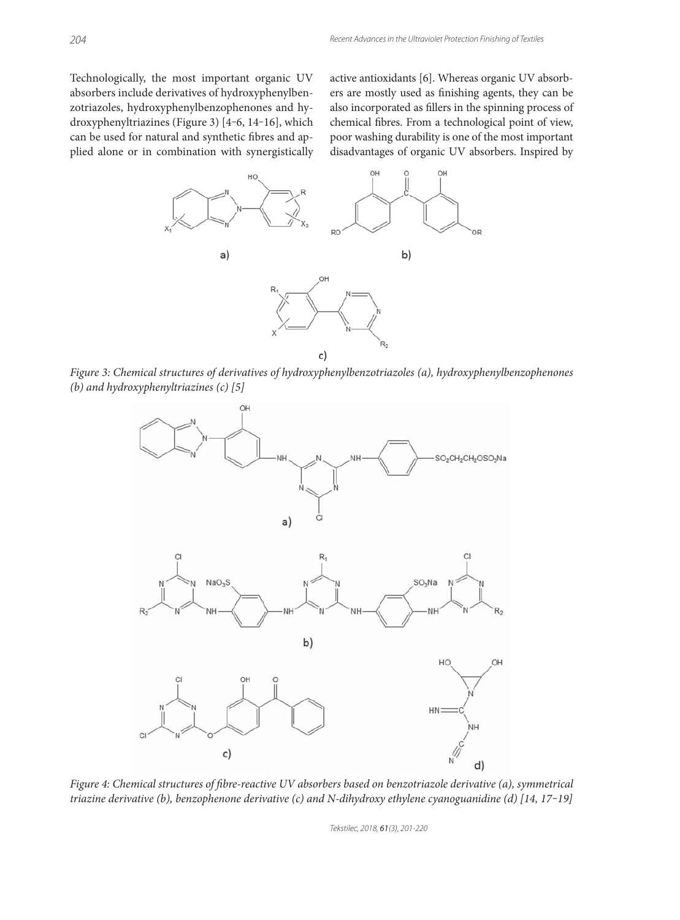Technologically, the most important organic UV absorbers include derivatives of hydroxyphenylbenzotriazoles, hydroxyphenylbenzophenones and hydroxyphenyltriazines (Figure 3) [4–6, 14–16], which can be used for natural and synthetic fibres and applied alone or in combination with synergistically active antioxidants [6]. Whereas organic UV absorbers are mostly used as finishing agents, they can be also incorporated as fillers in the spinning process of chemical fibres. From a technological point of view, poor washing durability is one of the most important disadvantages of organic UV absorbers. Inspired by

*Figure 3: Chemical structures of derivatives of hydroxyphenylbenzotriazoles (a), hydroxyphenylbenzophenones (b) and hydroxyphenyltriazines (c) [5]*

*Figure 4: Chemical structures of fibre-reactive UV absorbers based on benzotriazole derivative (a), symmetrical triazine derivative (b), benzophenone derivative (c) and N-dihydroxy ethylene cyanoguanidine (d) [14, 17–19]*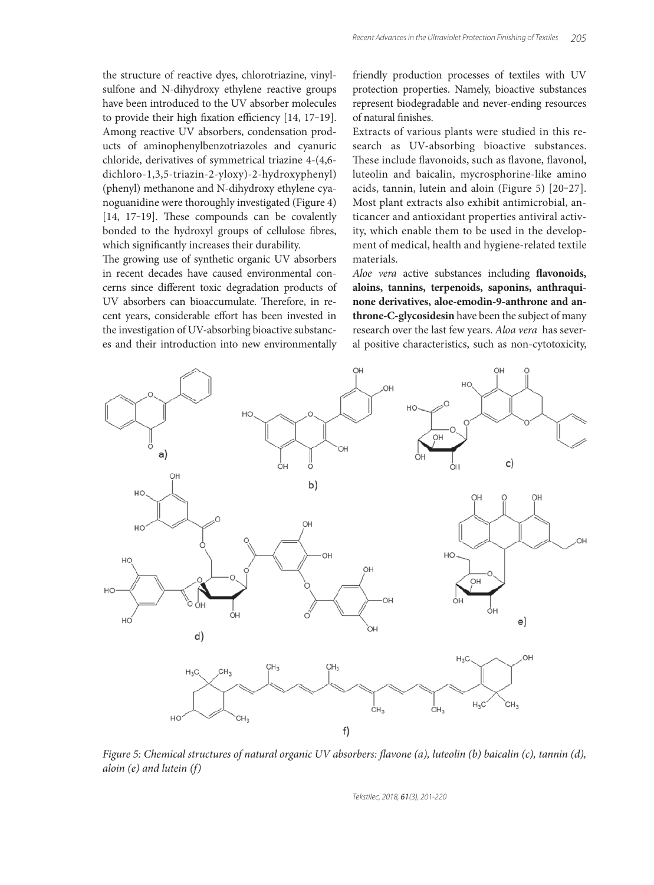the structure of reactive dyes, chlorotriazine, vinylsulfone and N-dihydroxy ethylene reactive groups have been introduced to the UV absorber molecules to provide their high fixation efficiency [14, 17–19]. Among reactive UV absorbers, condensation products of aminophenylbenzotriazoles and cyanuric chloride, derivatives of symmetrical triazine 4-(4,6-dichloro-1,3,5-triazin-2-yloxy)-2-hydroxyphenyl)(phenyl) methanone and N-dihydroxy ethylene cyanoguanidine were thoroughly investigated (Figure 4) [14, 17–19]. These compounds can be covalently bonded to the hydroxyl groups of cellulose fibres, which significantly increases their durability.

The growing use of synthetic organic UV absorbers in recent decades have caused environmental concerns since different toxic degradation products of UV absorbers can bioaccumulate. Therefore, in recent years, considerable effort has been invested in the investigation of UV-absorbing bioactive substances and their introduction into new environmentally friendly production processes of textiles with UV protection properties. Namely, bioactive substances represent biodegradable and never-ending resources of natural finishes.

Extracts of various plants were studied in this research as UV-absorbing bioactive substances. These include flavonoids, such as flavone, flavonol, luteolin and baicalin, mycrosphorine-like amino acids, tannin, lutein and aloin (Figure 5) [20–27]. Most plant extracts also exhibit antimicrobial, anticancer and antioxidant properties antiviral activity, which enable them to be used in the development of medical, health and hygiene-related textile materials.

*Aloe vera* active substances including **flavonoids, aloins, tannins, terpenoids, saponins, anthraquinone derivatives, aloe-emodin-9-anthrone and anthrone-C-glycosidesin** have been the subject of many research over the last few years. *Aloa vera* has several positive characteristics, such as non-cytotoxicity,

*Figure 5: Chemical structures of natural organic UV absorbers: flavone (a), luteolin (b) baicalin (c), tannin (d), aloin (e) and lutein (f)*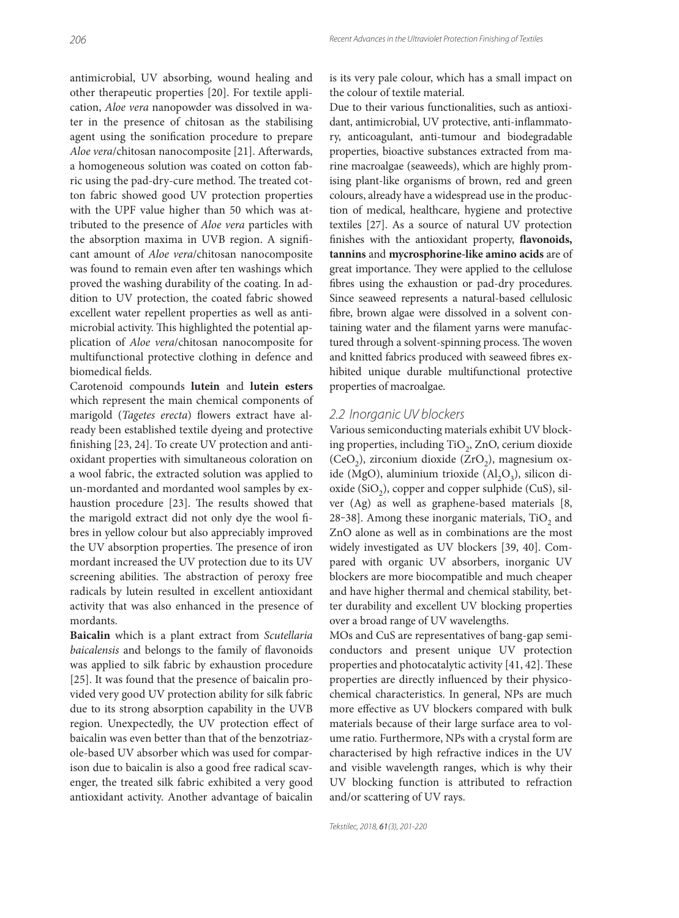antimicrobial, UV absorbing, wound healing and other therapeutic properties [20]. For textile application, *Aloe vera* nanopowder was dissolved in water in the presence of chitosan as the stabilising agent using the sonification procedure to prepare *Aloe vera*/chitosan nanocomposite [21]. Afterwards, a homogeneous solution was coated on cotton fabric using the pad-dry-cure method. The treated cotton fabric showed good UV protection properties with the UPF value higher than 50 which was attributed to the presence of *Aloe vera* particles with the absorption maxima in UVB region. A significant amount of *Aloe vera*/chitosan nanocomposite was found to remain even after ten washings which proved the washing durability of the coating. In addition to UV protection, the coated fabric showed excellent water repellent properties as well as antimicrobial activity. This highlighted the potential application of *Aloe vera*/chitosan nanocomposite for multifunctional protective clothing in defence and biomedical fields.

Carotenoid compounds **lutein** and **lutein esters** which represent the main chemical components of marigold (*Tagetes erecta*) flowers extract have already been established textile dyeing and protective finishing [23, 24]. To create UV protection and antioxidant properties with simultaneous coloration on a wool fabric, the extracted solution was applied to un-mordanted and mordanted wool samples by exhaustion procedure [23]. The results showed that the marigold extract did not only dye the wool fibres in yellow colour but also appreciably improved the UV absorption properties. The presence of iron mordant increased the UV protection due to its UV screening abilities. The abstraction of peroxy free radicals by lutein resulted in excellent antioxidant activity that was also enhanced in the presence of mordants.

**Baicalin** which is a plant extract from *Scutellaria baicalensis* and belongs to the family of flavonoids was applied to silk fabric by exhaustion procedure [25]. It was found that the presence of baicalin provided very good UV protection ability for silk fabric due to its strong absorption capability in the UVB region. Unexpectedly, the UV protection effect of baicalin was even better than that of the benzotriazole-based UV absorber which was used for comparison due to baicalin is also a good free radical scavenger, the treated silk fabric exhibited a very good antioxidant activity. Another advantage of baicalin is its very pale colour, which has a small impact on the colour of textile material.

Due to their various functionalities, such as antioxidant, antimicrobial, UV protective, anti-inflammatory, anticoagulant, anti-tumour and biodegradable properties, bioactive substances extracted from marine macroalgae (seaweeds), which are highly promising plant-like organisms of brown, red and green colours, already have a widespread use in the production of medical, healthcare, hygiene and protective textiles [27]. As a source of natural UV protection finishes with the antioxidant property, **flavonoids, tannins** and **mycrosphorine-like amino acids** are of great importance. They were applied to the cellulose fibres using the exhaustion or pad-dry procedures. Since seaweed represents a natural-based cellulosic fibre, brown algae were dissolved in a solvent containing water and the filament yarns were manufactured through a solvent-spinning process. The woven and knitted fabrics produced with seaweed fibres exhibited unique durable multifunctional protective properties of macroalgae.

### 2.2 Inorganic UV blockers

Various semiconducting materials exhibit UV blocking properties, including $TiO_2$, ZnO, cerium dioxide ($CeO_2$), zirconium dioxide ($ZrO_2$), magnesium oxide (MgO), aluminium trioxide ($Al_2O_3$), silicon dioxide ($SiO_2$), copper and copper sulphide (CuS), silver (Ag) as well as graphene-based materials [8, 28‒38]. Among these inorganic materials, $TiO_2$ and ZnO alone as well as in combinations are the most widely investigated as UV blockers [39, 40]. Compared with organic UV absorbers, inorganic UV blockers are more biocompatible and much cheaper and have higher thermal and chemical stability, better durability and excellent UV blocking properties over a broad range of UV wavelengths.

MOs and CuS are representatives of bang-gap semiconductors and present unique UV protection properties and photocatalytic activity [41, 42]. These properties are directly influenced by their physicochemical characteristics. In general, NPs are much more effective as UV blockers compared with bulk materials because of their large surface area to volume ratio. Furthermore, NPs with a crystal form are characterised by high refractive indices in the UV and visible wavelength ranges, which is why their UV blocking function is attributed to refraction and/or scattering of UV rays.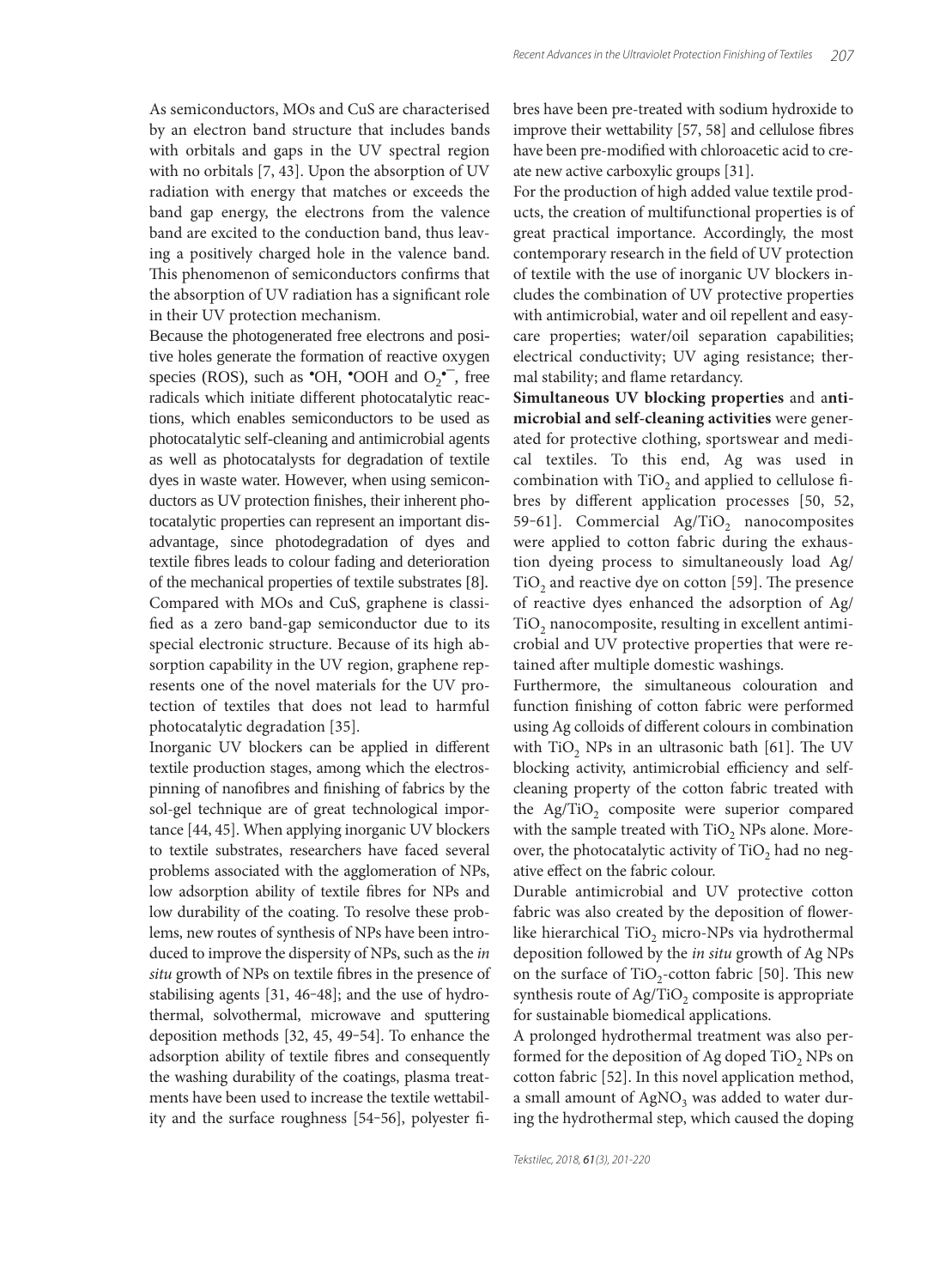As semiconductors, MOs and CuS are characterised by an electron band structure that includes bands with orbitals and gaps in the UV spectral region with no orbitals [7, 43]. Upon the absorption of UV radiation with energy that matches or exceeds the band gap energy, the electrons from the valence band are excited to the conduction band, thus leaving a positively charged hole in the valence band. This phenomenon of semiconductors confirms that the absorption of UV radiation has a significant role in their UV protection mechanism.

Because the photogenerated free electrons and positive holes generate the formation of reactive oxygen species (ROS), such as $^{\bullet}OH$, $^{\bullet}OOH$ and $O_2^{\bullet-}$, free radicals which initiate different photocatalytic reactions, which enables semiconductors to be used as photocatalytic self-cleaning and antimicrobial agents as well as photocatalysts for degradation of textile dyes in waste water. However, when using semiconductors as UV protection finishes, their inherent photocatalytic properties can represent an important disadvantage, since photodegradation of dyes and textile fibres leads to colour fading and deterioration of the mechanical properties of textile substrates [8]. Compared with MOs and CuS, graphene is classified as a zero band-gap semiconductor due to its special electronic structure. Because of its high absorption capability in the UV region, graphene represents one of the novel materials for the UV protection of textiles that does not lead to harmful photocatalytic degradation [35].

Inorganic UV blockers can be applied in different textile production stages, among which the electrospinning of nanofibres and finishing of fabrics by the sol-gel technique are of great technological importance [44, 45]. When applying inorganic UV blockers to textile substrates, researchers have faced several problems associated with the agglomeration of NPs, low adsorption ability of textile fibres for NPs and low durability of the coating. To resolve these problems, new routes of synthesis of NPs have been introduced to improve the dispersity of NPs, such as the *in situ* growth of NPs on textile fibres in the presence of stabilising agents [31, 46–48]; and the use of hydrothermal, solvothermal, microwave and sputtering deposition methods [32, 45, 49–54]. To enhance the adsorption ability of textile fibres and consequently the washing durability of the coatings, plasma treatments have been used to increase the textile wettability and the surface roughness [54–56], polyester fibres have been pre-treated with sodium hydroxide to improve their wettability [57, 58] and cellulose fibres have been pre-modified with chloroacetic acid to create new active carboxylic groups [31].

For the production of high added value textile products, the creation of multifunctional properties is of great practical importance. Accordingly, the most contemporary research in the field of UV protection of textile with the use of inorganic UV blockers includes the combination of UV protective properties with antimicrobial, water and oil repellent and easy-care properties; water/oil separation capabilities; electrical conductivity; UV aging resistance; thermal stability; and flame retardancy.

**Simultaneous UV blocking properties** and a**ntimicrobial and self-cleaning activities** were generated for protective clothing, sportswear and medical textiles. To this end, Ag was used in combination with $TiO_2$ and applied to cellulose fibres by different application processes [50, 52, 59–61]. Commercial Ag/$TiO_2$ nanocomposites were applied to cotton fabric during the exhaustion dyeing process to simultaneously load Ag/$TiO_2$ and reactive dye on cotton [59]. The presence of reactive dyes enhanced the adsorption of Ag/$TiO_2$ nanocomposite, resulting in excellent antimicrobial and UV protective properties that were retained after multiple domestic washings.

Furthermore, the simultaneous colouration and function finishing of cotton fabric were performed using Ag colloids of different colours in combination with $TiO_2$ NPs in an ultrasonic bath [61]. The UV blocking activity, antimicrobial efficiency and self-cleaning property of the cotton fabric treated with the Ag/$TiO_2$ composite were superior compared with the sample treated with $TiO_2$ NPs alone. Moreover, the photocatalytic activity of $TiO_2$ had no negative effect on the fabric colour.

Durable antimicrobial and UV protective cotton fabric was also created by the deposition of flower-like hierarchical $TiO_2$ micro-NPs via hydrothermal deposition followed by the *in situ* growth of Ag NPs on the surface of $TiO_2$-cotton fabric [50]. This new synthesis route of Ag/$TiO_2$ composite is appropriate for sustainable biomedical applications.

A prolonged hydrothermal treatment was also performed for the deposition of Ag doped $TiO_2$ NPs on cotton fabric [52]. In this novel application method, a small amount of $AgNO_3$ was added to water during the hydrothermal step, which caused the doping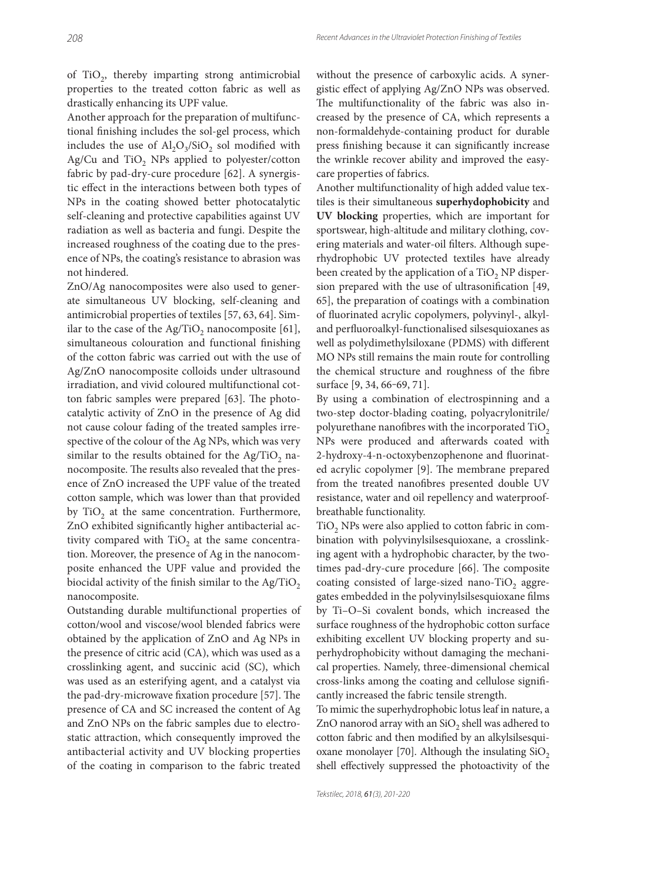of $TiO_2$, thereby imparting strong antimicrobial properties to the treated cotton fabric as well as drastically enhancing its UPF value.

Another approach for the preparation of multifunctional finishing includes the sol-gel process, which includes the use of $Al_2O_3$/$SiO_2$ sol modified with Ag/Cu and $TiO_2$ NPs applied to polyester/cotton fabric by pad-dry-cure procedure [62]. A synergistic effect in the interactions between both types of NPs in the coating showed better photocatalytic self-cleaning and protective capabilities against UV radiation as well as bacteria and fungi. Despite the increased roughness of the coating due to the presence of NPs, the coating's resistance to abrasion was not hindered.

ZnO/Ag nanocomposites were also used to generate simultaneous UV blocking, self-cleaning and antimicrobial properties of textiles [57, 63, 64]. Similar to the case of the Ag/$TiO_2$ nanocomposite [61], simultaneous colouration and functional finishing of the cotton fabric was carried out with the use of Ag/ZnO nanocomposite colloids under ultrasound irradiation, and vivid coloured multifunctional cotton fabric samples were prepared [63]. The photocatalytic activity of ZnO in the presence of Ag did not cause colour fading of the treated samples irrespective of the colour of the Ag NPs, which was very similar to the results obtained for the Ag/$TiO_2$ nanocomposite. The results also revealed that the presence of ZnO increased the UPF value of the treated cotton sample, which was lower than that provided by $TiO_2$ at the same concentration. Furthermore, ZnO exhibited significantly higher antibacterial activity compared with $TiO_2$ at the same concentration. Moreover, the presence of Ag in the nanocomposite enhanced the UPF value and provided the biocidal activity of the finish similar to the Ag/$TiO_2$ nanocomposite.

Outstanding durable multifunctional properties of cotton/wool and viscose/wool blended fabrics were obtained by the application of ZnO and Ag NPs in the presence of citric acid (CA), which was used as a crosslinking agent, and succinic acid (SC), which was used as an esterifying agent, and a catalyst via the pad-dry-microwave fixation procedure [57]. The presence of CA and SC increased the content of Ag and ZnO NPs on the fabric samples due to electrostatic attraction, which consequently improved the antibacterial activity and UV blocking properties of the coating in comparison to the fabric treated without the presence of carboxylic acids. A synergistic effect of applying Ag/ZnO NPs was observed. The multifunctionality of the fabric was also increased by the presence of CA, which represents a non-formaldehyde-containing product for durable press finishing because it can significantly increase the wrinkle recover ability and improved the easy-care properties of fabrics.

Another multifunctionality of high added value textiles is their simultaneous **superhydophobicity** and **UV blocking** properties, which are important for sportswear, high-altitude and military clothing, covering materials and water-oil filters. Although superhydrophobic UV protected textiles have already been created by the application of a $TiO_2$ NP dispersion prepared with the use of ultrasonification [49, 65], the preparation of coatings with a combination of fluorinated acrylic copolymers, polyvinyl-, alkyl- and perfluoroalkyl-functionalised silsesquioxanes as well as polydimethylsiloxane (PDMS) with different MO NPs still remains the main route for controlling the chemical structure and roughness of the fibre surface [9, 34, 66–69, 71].

By using a combination of electrospinning and a two-step doctor-blading coating, polyacrylonitrile/polyurethane nanofibres with the incorporated $TiO_2$ NPs were produced and afterwards coated with 2-hydroxy-4-n-octoxybenzophenone and fluorinated acrylic copolymer [9]. The membrane prepared from the treated nanofibres presented double UV resistance, water and oil repellency and waterproof-breathable functionality.

$TiO_2$ NPs were also applied to cotton fabric in combination with polyvinylsilsesquioxane, a crosslinking agent with a hydrophobic character, by the two-times pad-dry-cure procedure [66]. The composite coating consisted of large-sized nano-$TiO_2$ aggregates embedded in the polyvinylsilsesquioxane films by Ti–O–Si covalent bonds, which increased the surface roughness of the hydrophobic cotton surface exhibiting excellent UV blocking property and superhydrophobicity without damaging the mechanical properties. Namely, three-dimensional chemical cross-links among the coating and cellulose significantly increased the fabric tensile strength.

To mimic the superhydrophobic lotus leaf in nature, a ZnO nanorod array with an $SiO_2$ shell was adhered to cotton fabric and then modified by an alkylsilsesquioxane monolayer [70]. Although the insulating $SiO_2$ shell effectively suppressed the photoactivity of the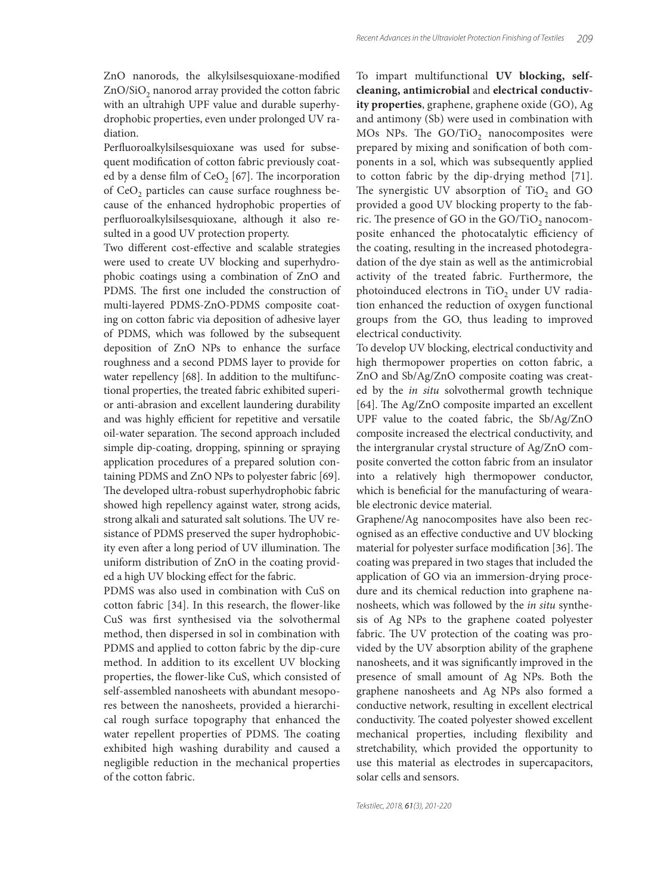ZnO nanorods, the alkylsilsesquioxane-modified $ZnO/SiO_2$ nanorod array provided the cotton fabric with an ultrahigh UPF value and durable superhydrophobic properties, even under prolonged UV radiation.

Perfluoroalkylsilsesquioxane was used for subsequent modification of cotton fabric previously coated by a dense film of $CeO_2$ [67]. The incorporation of $CeO_2$ particles can cause surface roughness because of the enhanced hydrophobic properties of perfluoroalkylsilsesquioxane, although it also resulted in a good UV protection property.

Two different cost-effective and scalable strategies were used to create UV blocking and superhydrophobic coatings using a combination of ZnO and PDMS. The first one included the construction of multi-layered PDMS-ZnO-PDMS composite coating on cotton fabric via deposition of adhesive layer of PDMS, which was followed by the subsequent deposition of ZnO NPs to enhance the surface roughness and a second PDMS layer to provide for water repellency [68]. In addition to the multifunctional properties, the treated fabric exhibited superior anti-abrasion and excellent laundering durability and was highly efficient for repetitive and versatile oil-water separation. The second approach included simple dip-coating, dropping, spinning or spraying application procedures of a prepared solution containing PDMS and ZnO NPs to polyester fabric [69]. The developed ultra-robust superhydrophobic fabric showed high repellency against water, strong acids, strong alkali and saturated salt solutions. The UV resistance of PDMS preserved the super hydrophobicity even after a long period of UV illumination. The uniform distribution of ZnO in the coating provided a high UV blocking effect for the fabric.

PDMS was also used in combination with CuS on cotton fabric [34]. In this research, the flower-like CuS was first synthesised via the solvothermal method, then dispersed in sol in combination with PDMS and applied to cotton fabric by the dip-cure method. In addition to its excellent UV blocking properties, the flower-like CuS, which consisted of self-assembled nanosheets with abundant mesopores between the nanosheets, provided a hierarchical rough surface topography that enhanced the water repellent properties of PDMS. The coating exhibited high washing durability and caused a negligible reduction in the mechanical properties of the cotton fabric.

To impart multifunctional **UV blocking, self-cleaning, antimicrobial** and **electrical conductivity properties**, graphene, graphene oxide (GO), Ag and antimony (Sb) were used in combination with MOs NPs. The $GO/TiO_2$ nanocomposites were prepared by mixing and sonification of both components in a sol, which was subsequently applied to cotton fabric by the dip-drying method [71]. The synergistic UV absorption of $TiO_2$ and GO provided a good UV blocking property to the fabric. The presence of GO in the $GO/TiO_2$ nanocomposite enhanced the photocatalytic efficiency of the coating, resulting in the increased photodegradation of the dye stain as well as the antimicrobial activity of the treated fabric. Furthermore, the photoinduced electrons in $TiO_2$ under UV radiation enhanced the reduction of oxygen functional groups from the GO, thus leading to improved electrical conductivity.

To develop UV blocking, electrical conductivity and high thermopower properties on cotton fabric, a ZnO and Sb/Ag/ZnO composite coating was created by the *in situ* solvothermal growth technique [64]. The Ag/ZnO composite imparted an excellent UPF value to the coated fabric, the Sb/Ag/ZnO composite increased the electrical conductivity, and the intergranular crystal structure of Ag/ZnO composite converted the cotton fabric from an insulator into a relatively high thermopower conductor, which is beneficial for the manufacturing of wearable electronic device material.

Graphene/Ag nanocomposites have also been recognised as an effective conductive and UV blocking material for polyester surface modification [36]. The coating was prepared in two stages that included the application of GO via an immersion-drying procedure and its chemical reduction into graphene nanosheets, which was followed by the *in situ* synthesis of Ag NPs to the graphene coated polyester fabric. The UV protection of the coating was provided by the UV absorption ability of the graphene nanosheets, and it was significantly improved in the presence of small amount of Ag NPs. Both the graphene nanosheets and Ag NPs also formed a conductive network, resulting in excellent electrical conductivity. The coated polyester showed excellent mechanical properties, including flexibility and stretchability, which provided the opportunity to use this material as electrodes in supercapacitors, solar cells and sensors.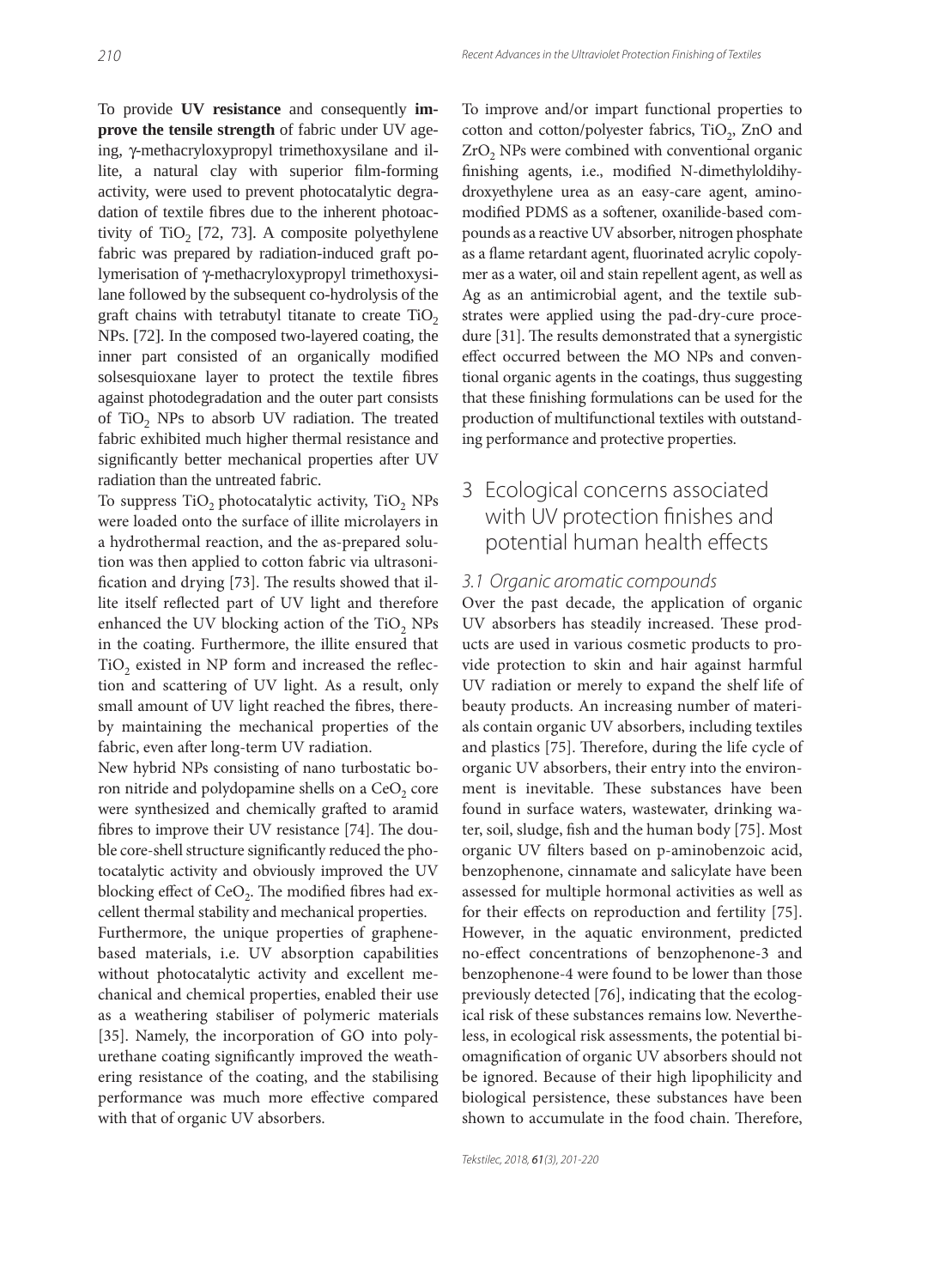To provide **UV resistance** and consequently **improve the tensile strength** of fabric under UV ageing, γ-methacryloxypropyl trimethoxysilane and illite, a natural clay with superior film-forming activity, were used to prevent photocatalytic degradation of textile fibres due to the inherent photoactivity of $TiO_2$ [72, 73]. A composite polyethylene fabric was prepared by radiation-induced graft polymerisation of γ-methacryloxypropyl trimethoxysilane followed by the subsequent co-hydrolysis of the graft chains with tetrabutyl titanate to create $TiO_2$ NPs. [72]. In the composed two-layered coating, the inner part consisted of an organically modified solsesquioxane layer to protect the textile fibres against photodegradation and the outer part consists of $TiO_2$ NPs to absorb UV radiation. The treated fabric exhibited much higher thermal resistance and significantly better mechanical properties after UV radiation than the untreated fabric.

To suppress $TiO_2$ photocatalytic activity, $TiO_2$ NPs were loaded onto the surface of illite microlayers in a hydrothermal reaction, and the as-prepared solution was then applied to cotton fabric via ultrasonification and drying [73]. The results showed that illite itself reflected part of UV light and therefore enhanced the UV blocking action of the $TiO_2$ NPs in the coating. Furthermore, the illite ensured that $TiO_2$ existed in NP form and increased the reflection and scattering of UV light. As a result, only small amount of UV light reached the fibres, thereby maintaining the mechanical properties of the fabric, even after long-term UV radiation.

New hybrid NPs consisting of nano turbostatic boron nitride and polydopamine shells on a $CeO_2$ core were synthesized and chemically grafted to aramid fibres to improve their UV resistance [74]. The double core-shell structure significantly reduced the photocatalytic activity and obviously improved the UV blocking effect of $CeO_2$. The modified fibres had excellent thermal stability and mechanical properties.

Furthermore, the unique properties of graphene-based materials, i.e. UV absorption capabilities without photocatalytic activity and excellent mechanical and chemical properties, enabled their use as a weathering stabiliser of polymeric materials [35]. Namely, the incorporation of GO into polyurethane coating significantly improved the weathering resistance of the coating, and the stabilising performance was much more effective compared with that of organic UV absorbers.

To improve and/or impart functional properties to cotton and cotton/polyester fabrics, $TiO_2$, ZnO and $ZrO_2$ NPs were combined with conventional organic finishing agents, i.e., modified N-dimethyloldihydroxyethylene urea as an easy-care agent, amino-modified PDMS as a softener, oxanilide-based compounds as a reactive UV absorber, nitrogen phosphate as a flame retardant agent, fluorinated acrylic copolymer as a water, oil and stain repellent agent, as well as Ag as an antimicrobial agent, and the textile substrates were applied using the pad-dry-cure procedure [31]. The results demonstrated that a synergistic effect occurred between the MO NPs and conventional organic agents in the coatings, thus suggesting that these finishing formulations can be used for the production of multifunctional textiles with outstanding performance and protective properties.

## 3 Ecological concerns associated with UV protection finishes and potential human health effects

### 3.1 Organic aromatic compounds

Over the past decade, the application of organic UV absorbers has steadily increased. These products are used in various cosmetic products to provide protection to skin and hair against harmful UV radiation or merely to expand the shelf life of beauty products. An increasing number of materials contain organic UV absorbers, including textiles and plastics [75]. Therefore, during the life cycle of organic UV absorbers, their entry into the environment is inevitable. These substances have been found in surface waters, wastewater, drinking water, soil, sludge, fish and the human body [75]. Most organic UV filters based on p-aminobenzoic acid, benzophenone, cinnamate and salicylate have been assessed for multiple hormonal activities as well as for their effects on reproduction and fertility [75]. However, in the aquatic environment, predicted no-effect concentrations of benzophenone-3 and benzophenone-4 were found to be lower than those previously detected [76], indicating that the ecological risk of these substances remains low. Nevertheless, in ecological risk assessments, the potential biomagnification of organic UV absorbers should not be ignored. Because of their high lipophilicity and biological persistence, these substances have been shown to accumulate in the food chain. Therefore,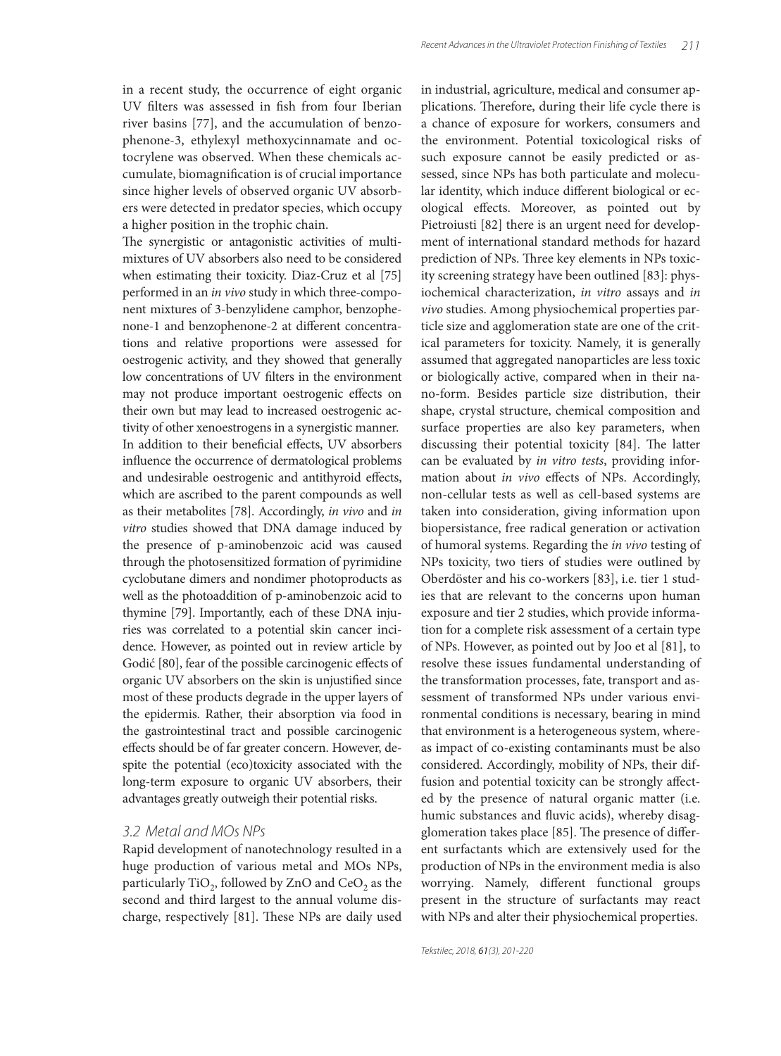in a recent study, the occurrence of eight organic UV filters was assessed in fish from four Iberian river basins [77], and the accumulation of benzophenone-3, ethylexyl methoxycinnamate and octocrylene was observed. When these chemicals accumulate, biomagnification is of crucial importance since higher levels of observed organic UV absorbers were detected in predator species, which occupy a higher position in the trophic chain.

The synergistic or antagonistic activities of multimixtures of UV absorbers also need to be considered when estimating their toxicity. Diaz-Cruz et al [75] performed in an *in vivo* study in which three-component mixtures of 3-benzylidene camphor, benzophenone-1 and benzophenone-2 at different concentrations and relative proportions were assessed for oestrogenic activity, and they showed that generally low concentrations of UV filters in the environment may not produce important oestrogenic effects on their own but may lead to increased oestrogenic activity of other xenoestrogens in a synergistic manner.

In addition to their beneficial effects, UV absorbers influence the occurrence of dermatological problems and undesirable oestrogenic and antithyroid effects, which are ascribed to the parent compounds as well as their metabolites [78]. Accordingly, *in vivo* and *in vitro* studies showed that DNA damage induced by the presence of p-aminobenzoic acid was caused through the photosensitized formation of pyrimidine cyclobutane dimers and nondimer photoproducts as well as the photoaddition of p-aminobenzoic acid to thymine [79]. Importantly, each of these DNA injuries was correlated to a potential skin cancer incidence. However, as pointed out in review article by Godić [80], fear of the possible carcinogenic effects of organic UV absorbers on the skin is unjustified since most of these products degrade in the upper layers of the epidermis. Rather, their absorption via food in the gastrointestinal tract and possible carcinogenic effects should be of far greater concern. However, despite the potential (eco)toxicity associated with the long-term exposure to organic UV absorbers, their advantages greatly outweigh their potential risks.

### 3.2 Metal and MOs NPs

Rapid development of nanotechnology resulted in a huge production of various metal and MOs NPs, particularly $TiO_2$, followed by ZnO and $CeO_2$ as the second and third largest to the annual volume discharge, respectively [81]. These NPs are daily used in industrial, agriculture, medical and consumer applications. Therefore, during their life cycle there is a chance of exposure for workers, consumers and the environment. Potential toxicological risks of such exposure cannot be easily predicted or assessed, since NPs has both particulate and molecular identity, which induce different biological or ecological effects. Moreover, as pointed out by Pietroiusti [82] there is an urgent need for development of international standard methods for hazard prediction of NPs. Three key elements in NPs toxicity screening strategy have been outlined [83]: physiochemical characterization, *in vitro* assays and *in vivo* studies. Among physiochemical properties particle size and agglomeration state are one of the critical parameters for toxicity. Namely, it is generally assumed that aggregated nanoparticles are less toxic or biologically active, compared when in their nano-form. Besides particle size distribution, their shape, crystal structure, chemical composition and surface properties are also key parameters, when discussing their potential toxicity [84]. The latter can be evaluated by *in vitro tests*, providing information about *in vivo* effects of NPs. Accordingly, non-cellular tests as well as cell-based systems are taken into consideration, giving information upon biopersistance, free radical generation or activation of humoral systems. Regarding the *in vivo* testing of NPs toxicity, two tiers of studies were outlined by Oberdöster and his co-workers [83], i.e. tier 1 studies that are relevant to the concerns upon human exposure and tier 2 studies, which provide information for a complete risk assessment of a certain type of NPs. However, as pointed out by Joo et al [81], to resolve these issues fundamental understanding of the transformation processes, fate, transport and assessment of transformed NPs under various environmental conditions is necessary, bearing in mind that environment is a heterogeneous system, whereas impact of co-existing contaminants must be also considered. Accordingly, mobility of NPs, their diffusion and potential toxicity can be strongly affected by the presence of natural organic matter (i.e. humic substances and fluvic acids), whereby disagglomeration takes place [85]. The presence of different surfactants which are extensively used for the production of NPs in the environment media is also worrying. Namely, different functional groups present in the structure of surfactants may react with NPs and alter their physiochemical properties.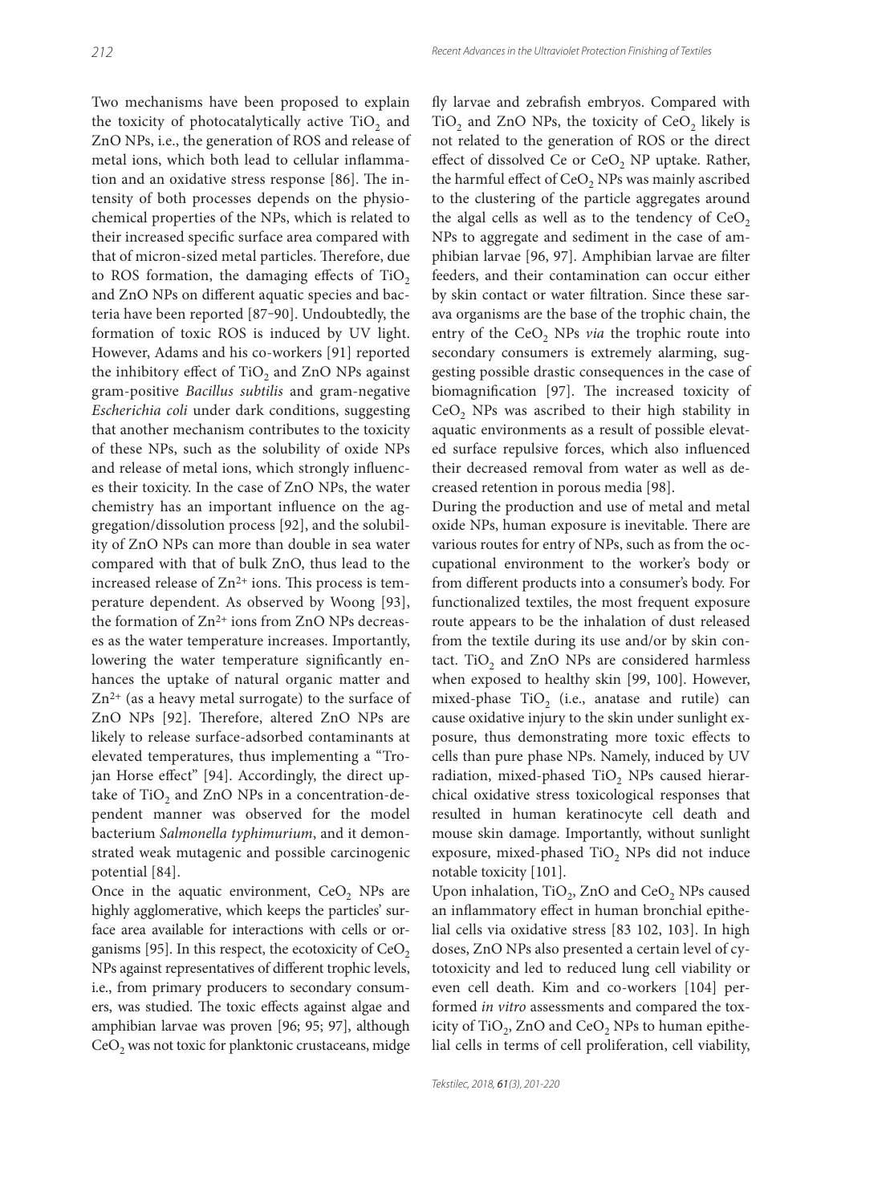Two mechanisms have been proposed to explain the toxicity of photocatalytically active $TiO_2$ and ZnO NPs, i.e., the generation of ROS and release of metal ions, which both lead to cellular inflammation and an oxidative stress response [86]. The intensity of both processes depends on the physiochemical properties of the NPs, which is related to their increased specific surface area compared with that of micron-sized metal particles. Therefore, due to ROS formation, the damaging effects of $TiO_2$ and ZnO NPs on different aquatic species and bacteria have been reported [87–90]. Undoubtedly, the formation of toxic ROS is induced by UV light. However, Adams and his co-workers [91] reported the inhibitory effect of $TiO_2$ and ZnO NPs against gram-positive *Bacillus subtilis* and gram-negative *Escherichia coli* under dark conditions, suggesting that another mechanism contributes to the toxicity of these NPs, such as the solubility of oxide NPs and release of metal ions, which strongly influences their toxicity. In the case of ZnO NPs, the water chemistry has an important influence on the aggregation/dissolution process [92], and the solubility of ZnO NPs can more than double in sea water compared with that of bulk ZnO, thus lead to the increased release of $Zn^{2+}$ ions. This process is temperature dependent. As observed by Woong [93], the formation of $Zn^{2+}$ ions from ZnO NPs decreases as the water temperature increases. Importantly, lowering the water temperature significantly enhances the uptake of natural organic matter and $Zn^{2+}$ (as a heavy metal surrogate) to the surface of ZnO NPs [92]. Therefore, altered ZnO NPs are likely to release surface-adsorbed contaminants at elevated temperatures, thus implementing a "Trojan Horse effect" [94]. Accordingly, the direct uptake of $TiO_2$ and ZnO NPs in a concentration-dependent manner was observed for the model bacterium *Salmonella typhimurium*, and it demonstrated weak mutagenic and possible carcinogenic potential [84].

Once in the aquatic environment, $CeO_2$ NPs are highly agglomerative, which keeps the particles' surface area available for interactions with cells or organisms [95]. In this respect, the ecotoxicity of $CeO_2$ NPs against representatives of different trophic levels, i.e., from primary producers to secondary consumers, was studied. The toxic effects against algae and amphibian larvae was proven [96; 95; 97], although $CeO_2$ was not toxic for planktonic crustaceans, midge fly larvae and zebrafish embryos. Compared with $TiO_2$ and ZnO NPs, the toxicity of $CeO_2$ likely is not related to the generation of ROS or the direct effect of dissolved Ce or $CeO_2$ NP uptake. Rather, the harmful effect of $CeO_2$ NPs was mainly ascribed to the clustering of the particle aggregates around the algal cells as well as to the tendency of $CeO_2$ NPs to aggregate and sediment in the case of amphibian larvae [96, 97]. Amphibian larvae are filter feeders, and their contamination can occur either by skin contact or water filtration. Since these sarava organisms are the base of the trophic chain, the entry of the $CeO_2$ NPs *via* the trophic route into secondary consumers is extremely alarming, suggesting possible drastic consequences in the case of biomagnification [97]. The increased toxicity of $CeO_2$ NPs was ascribed to their high stability in aquatic environments as a result of possible elevated surface repulsive forces, which also influenced their decreased removal from water as well as decreased retention in porous media [98].

During the production and use of metal and metal oxide NPs, human exposure is inevitable. There are various routes for entry of NPs, such as from the occupational environment to the worker's body or from different products into a consumer's body. For functionalized textiles, the most frequent exposure route appears to be the inhalation of dust released from the textile during its use and/or by skin contact. $TiO_2$ and ZnO NPs are considered harmless when exposed to healthy skin [99, 100]. However, mixed-phase $TiO_2$ (i.e., anatase and rutile) can cause oxidative injury to the skin under sunlight exposure, thus demonstrating more toxic effects to cells than pure phase NPs. Namely, induced by UV radiation, mixed-phased $TiO_2$ NPs caused hierarchical oxidative stress toxicological responses that resulted in human keratinocyte cell death and mouse skin damage. Importantly, without sunlight exposure, mixed-phased $TiO_2$ NPs did not induce notable toxicity [101].

Upon inhalation, $TiO_2$, ZnO and $CeO_2$ NPs caused an inflammatory effect in human bronchial epithelial cells via oxidative stress [83 102, 103]. In high doses, ZnO NPs also presented a certain level of cytotoxicity and led to reduced lung cell viability or even cell death. Kim and co-workers [104] performed *in vitro* assessments and compared the toxicity of $TiO_2$, ZnO and $CeO_2$ NPs to human epithelial cells in terms of cell proliferation, cell viability,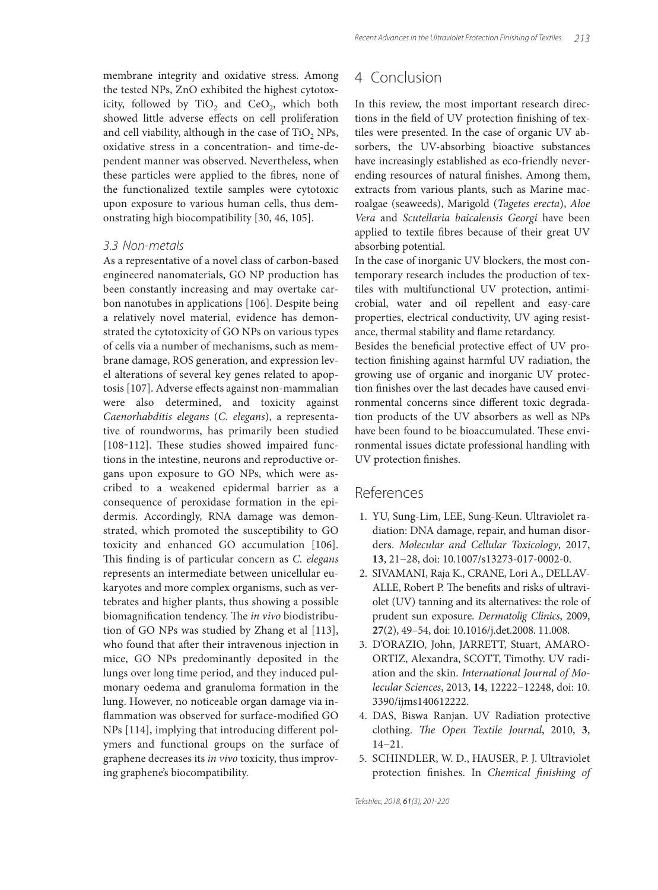membrane integrity and oxidative stress. Among the tested NPs, ZnO exhibited the highest cytotoxicity, followed by $TiO_2$ and $CeO_2$, which both showed little adverse effects on cell proliferation and cell viability, although in the case of $TiO_2$ NPs, oxidative stress in a concentration- and time-dependent manner was observed. Nevertheless, when these particles were applied to the fibres, none of the functionalized textile samples were cytotoxic upon exposure to various human cells, thus demonstrating high biocompatibility [30, 46, 105].

### 3.3 Non-metals

As a representative of a novel class of carbon-based engineered nanomaterials, GO NP production has been constantly increasing and may overtake carbon nanotubes in applications [106]. Despite being a relatively novel material, evidence has demonstrated the cytotoxicity of GO NPs on various types of cells via a number of mechanisms, such as membrane damage, ROS generation, and expression level alterations of several key genes related to apoptosis [107]. Adverse effects against non-mammalian were also determined, and toxicity against *Caenorhabditis elegans* (*C. elegans*), a representative of roundworms, has primarily been studied [108‑112]. These studies showed impaired functions in the intestine, neurons and reproductive organs upon exposure to GO NPs, which were ascribed to a weakened epidermal barrier as a consequence of peroxidase formation in the epidermis. Accordingly, RNA damage was demonstrated, which promoted the susceptibility to GO toxicity and enhanced GO accumulation [106]. This finding is of particular concern as *C. elegans* represents an intermediate between unicellular eukaryotes and more complex organisms, such as vertebrates and higher plants, thus showing a possible biomagnification tendency. The *in vivo* biodistribution of GO NPs was studied by Zhang et al [113], who found that after their intravenous injection in mice, GO NPs predominantly deposited in the lungs over long time period, and they induced pulmonary oedema and granuloma formation in the lung. However, no noticeable organ damage via inflammation was observed for surface-modified GO NPs [114], implying that introducing different polymers and functional groups on the surface of graphene decreases its *in vivo* toxicity, thus improving graphene's biocompatibility.

## 4 Conclusion

In this review, the most important research directions in the field of UV protection finishing of textiles were presented. In the case of organic UV absorbers, the UV-absorbing bioactive substances have increasingly established as eco-friendly never-ending resources of natural finishes. Among them, extracts from various plants, such as Marine macroalgae (seaweeds), Marigold (*Tagetes erecta*), *Aloe Vera* and *Scutellaria baicalensis Georgi* have been applied to textile fibres because of their great UV absorbing potential.

In the case of inorganic UV blockers, the most contemporary research includes the production of textiles with multifunctional UV protection, antimicrobial, water and oil repellent and easy-care properties, electrical conductivity, UV aging resistance, thermal stability and flame retardancy.

Besides the beneficial protective effect of UV protection finishing against harmful UV radiation, the growing use of organic and inorganic UV protection finishes over the last decades have caused environmental concerns since different toxic degradation products of the UV absorbers as well as NPs have been found to be bioaccumulated. These environmental issues dictate professional handling with UV protection finishes.

## References

1. YU, Sung-Lim, LEE, Sung-Keun. Ultraviolet radiation: DNA damage, repair, and human disorders. *Molecular and Cellular Toxicology*, 2017, **13**, 21–28, doi: 10.1007/s13273-017-0002-0.
2. SIVAMANI, Raja K., CRANE, Lori A., DELLAVALLE, Robert P. The benefits and risks of ultraviolet (UV) tanning and its alternatives: the role of prudent sun exposure. *Dermatolig Clinics*, 2009, **27**(2), 49–54, doi: 10.1016/j.det.2008. 11.008.
3. D'ORAZIO, John, JARRETT, Stuart, AMARO-ORTIZ, Alexandra, SCOTT, Timothy. UV radiation and the skin. *International Journal of Molecular Sciences*, 2013, **14**, 12222–12248, doi: 10. 3390/ijms140612222.
4. DAS, Biswa Ranjan. UV Radiation protective clothing. *The Open Textile Journal*, 2010, **3**, 14–21.
5. SCHINDLER, W. D., HAUSER, P. J. Ultraviolet protection finishes. In *Chemical finishing of*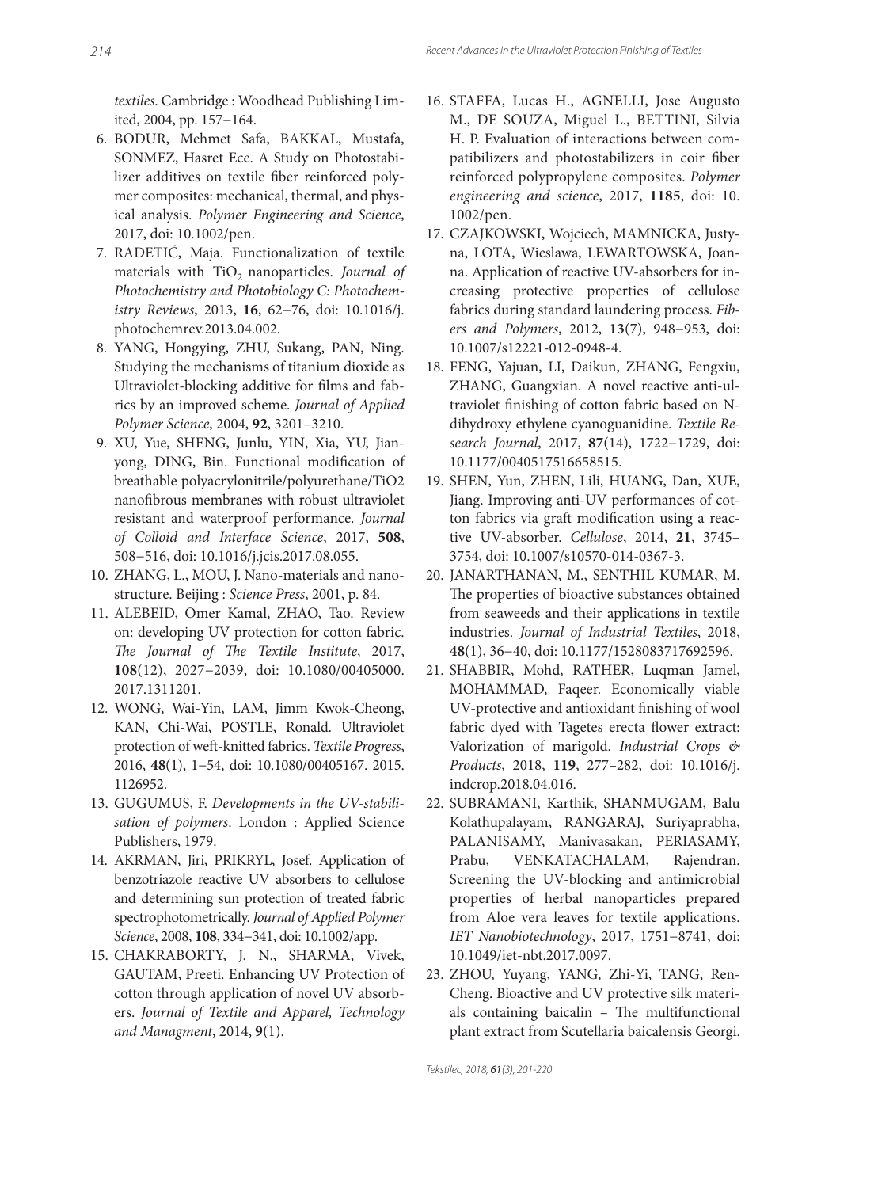*textiles*. Cambridge : Woodhead Publishing Limited, 2004, pp. 157−164.

6. BODUR, Mehmet Safa, BAKKAL, Mustafa, SONMEZ, Hasret Ece. A Study on Photostabilizer additives on textile fiber reinforced polymer composites: mechanical, thermal, and physical analysis. *Polymer Engineering and Science*, 2017, doi: 10.1002/pen.
7. RADETIĆ, Maja. Functionalization of textile materials with $TiO_2$ nanoparticles. *Journal of Photochemistry and Photobiology C: Photochemistry Reviews*, 2013, **16**, 62−76, doi: 10.1016/j.photochemrev.2013.04.002.
8. YANG, Hongying, ZHU, Sukang, PAN, Ning. Studying the mechanisms of titanium dioxide as Ultraviolet-blocking additive for films and fabrics by an improved scheme. *Journal of Applied Polymer Science*, 2004, **92**, 3201−3210.
9. XU, Yue, SHENG, Junlu, YIN, Xia, YU, Jianyong, DING, Bin. Functional modification of breathable polyacrylonitrile/polyurethane/TiO2 nanofibrous membranes with robust ultraviolet resistant and waterproof performance. *Journal of Colloid and Interface Science*, 2017, **508**, 508−516, doi: 10.1016/j.jcis.2017.08.055.
10. ZHANG, L., MOU, J. Nano-materials and nanostructure. Beijing : *Science Press*, 2001, p. 84.
11. ALEBEID, Omer Kamal, ZHAO, Tao. Review on: developing UV protection for cotton fabric. *The Journal of The Textile Institute*, 2017, **108**(12), 2027−2039, doi: 10.1080/00405000.2017.1311201.
12. WONG, Wai-Yin, LAM, Jimm Kwok-Cheong, KAN, Chi-Wai, POSTLE, Ronald. Ultraviolet protection of weft-knitted fabrics. *Textile Progress*, 2016, **48**(1), 1−54, doi: 10.1080/00405167.2015.1126952.
13. GUGUMUS, F. *Developments in the UV-stabilisation of polymers*. London : Applied Science Publishers, 1979.
14. AKRMAN, Jiri, PRIKRYL, Josef. Application of benzotriazole reactive UV absorbers to cellulose and determining sun protection of treated fabric spectrophotometrically. *Journal of Applied Polymer Science*, 2008, **108**, 334−341, doi: 10.1002/app.
15. CHAKRABORTY, J. N., SHARMA, Vivek, GAUTAM, Preeti. Enhancing UV Protection of cotton through application of novel UV absorbers. *Journal of Textile and Apparel, Technology and Managment*, 2014, **9**(1).
16. STAFFA, Lucas H., AGNELLI, Jose Augusto M., DE SOUZA, Miguel L., BETTINI, Silvia H. P. Evaluation of interactions between compatibilizers and photostabilizers in coir fiber reinforced polypropylene composites. *Polymer engineering and science*, 2017, **1185**, doi: 10.1002/pen.
17. CZAJKOWSKI, Wojciech, MAMNICKA, Justyna, LOTA, Wieslawa, LEWARTOWSKA, Joanna. Application of reactive UV-absorbers for increasing protective properties of cellulose fabrics during standard laundering process. *Fibers and Polymers*, 2012, **13**(7), 948−953, doi: 10.1007/s12221-012-0948-4.
18. FENG, Yajuan, LI, Daikun, ZHANG, Fengxiu, ZHANG, Guangxian. A novel reactive anti-ultraviolet finishing of cotton fabric based on N-dihydroxy ethylene cyanoguanidine. *Textile Research Journal*, 2017, **87**(14), 1722−1729, doi: 10.1177/0040517516658515.
19. SHEN, Yun, ZHEN, Lili, HUANG, Dan, XUE, Jiang. Improving anti-UV performances of cotton fabrics via graft modification using a reactive UV-absorber. *Cellulose*, 2014, **21**, 3745−3754, doi: 10.1007/s10570-014-0367-3.
20. JANARTHANAN, M., SENTHIL KUMAR, M. The properties of bioactive substances obtained from seaweeds and their applications in textile industries. *Journal of Industrial Textiles*, 2018, **48**(1), 36−40, doi: 10.1177/1528083717692596.
21. SHABBIR, Mohd, RATHER, Luqman Jamel, MOHAMMAD, Faqeer. Economically viable UV-protective and antioxidant finishing of wool fabric dyed with Tagetes erecta flower extract: Valorization of marigold. *Industrial Crops & Products*, 2018, **119**, 277−282, doi: 10.1016/j.indcrop.2018.04.016.
22. SUBRAMANI, Karthik, SHANMUGAM, Balu Kolathupalayam, RANGARAJ, Suriyaprabha, PALANISAMY, Manivasakan, PERIASAMY, Prabu, VENKATACHALAM, Rajendran. Screening the UV-blocking and antimicrobial properties of herbal nanoparticles prepared from Aloe vera leaves for textile applications. *IET Nanobiotechnology*, 2017, 1751−8741, doi: 10.1049/iet-nbt.2017.0097.
23. ZHOU, Yuyang, YANG, Zhi-Yi, TANG, Ren-Cheng. Bioactive and UV protective silk materials containing baicalin – The multifunctional plant extract from Scutellaria baicalensis Georgi.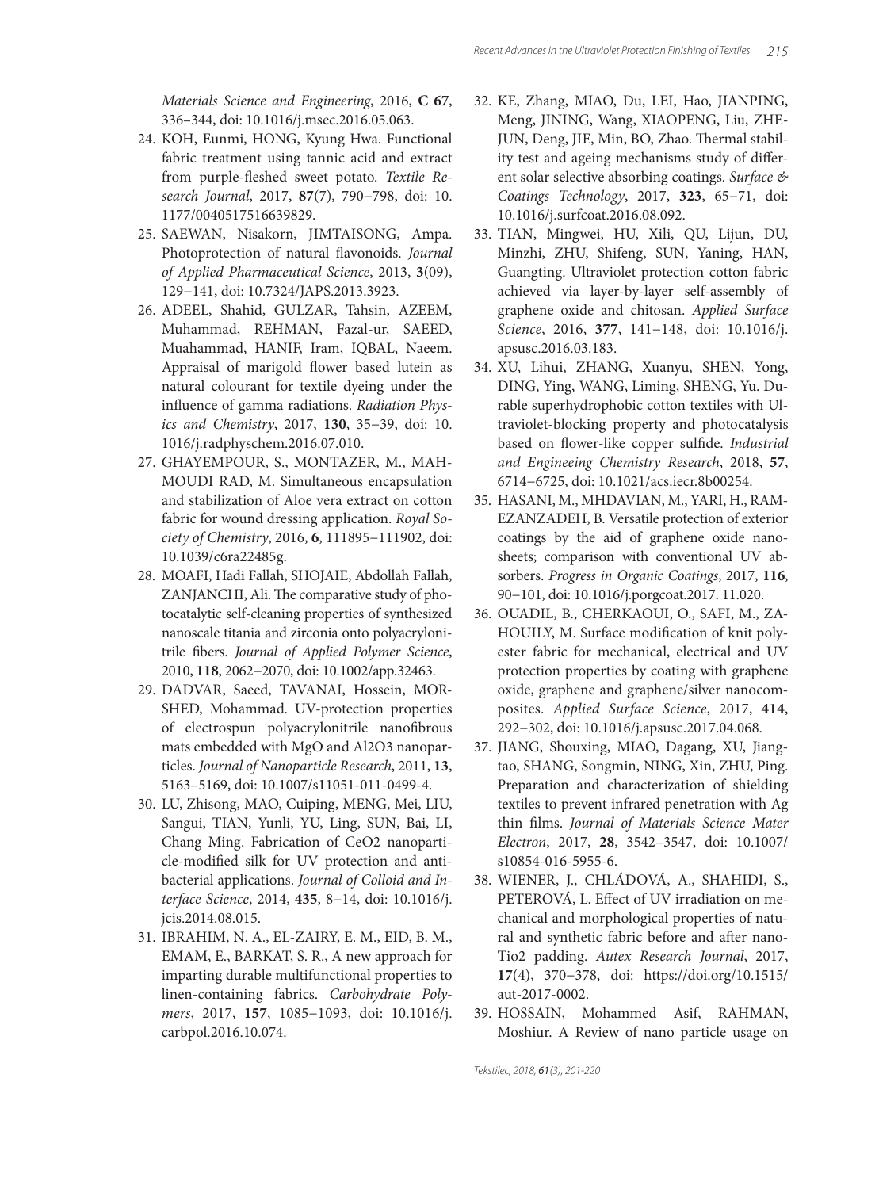*Materials Science and Engineering*, 2016, **C 67**, 336–344, doi: 10.1016/j.msec.2016.05.063.

24. KOH, Eunmi, HONG, Kyung Hwa. Functional fabric treatment using tannic acid and extract from purple-fleshed sweet potato. *Textile Research Journal*, 2017, **87**(7), 790−798, doi: 10.1177/0040517516639829.
25. SAEWAN, Nisakorn, JIMTAISONG, Ampa. Photoprotection of natural flavonoids. *Journal of Applied Pharmaceutical Science*, 2013, **3**(09), 129−141, doi: 10.7324/JAPS.2013.3923.
26. ADEEL, Shahid, GULZAR, Tahsin, AZEEM, Muhammad, REHMAN, Fazal-ur, SAEED, Muahammad, HANIF, Iram, IQBAL, Naeem. Appraisal of marigold flower based lutein as natural colourant for textile dyeing under the influence of gamma radiations. *Radiation Physics and Chemistry*, 2017, **130**, 35−39, doi: 10.1016/j.radphyschem.2016.07.010.
27. GHAYEMPOUR, S., MONTAZER, M., MAHMOUDI RAD, M. Simultaneous encapsulation and stabilization of Aloe vera extract on cotton fabric for wound dressing application. *Royal Society of Chemistry*, 2016, **6**, 111895−111902, doi: 10.1039/c6ra22485g.
28. MOAFI, Hadi Fallah, SHOJAIE, Abdollah Fallah, ZANJANCHI, Ali. The comparative study of photocatalytic self-cleaning properties of synthesized nanoscale titania and zirconia onto polyacrylonitrile fibers. *Journal of Applied Polymer Science*, 2010, **118**, 2062−2070, doi: 10.1002/app.32463.
29. DADVAR, Saeed, TAVANAI, Hossein, MORSHED, Mohammad. UV-protection properties of electrospun polyacrylonitrile nanofibrous mats embedded with MgO and Al2O3 nanoparticles. *Journal of Nanoparticle Research*, 2011, **13**, 5163–5169, doi: 10.1007/s11051-011-0499-4.
30. LU, Zhisong, MAO, Cuiping, MENG, Mei, LIU, Sangui, TIAN, Yunli, YU, Ling, SUN, Bai, LI, Chang Ming. Fabrication of CeO2 nanoparticle-modified silk for UV protection and antibacterial applications. *Journal of Colloid and Interface Science*, 2014, **435**, 8−14, doi: 10.1016/j.jcis.2014.08.015.
31. IBRAHIM, N. A., EL-ZAIRY, E. M., EID, B. M., EMAM, E., BARKAT, S. R., A new approach for imparting durable multifunctional properties to linen-containing fabrics. *Carbohydrate Polymers*, 2017, **157**, 1085−1093, doi: 10.1016/j.carbpol.2016.10.074.
32. KE, Zhang, MIAO, Du, LEI, Hao, JIANPING, Meng, JINING, Wang, XIAOPENG, Liu, ZHEJUN, Deng, JIE, Min, BO, Zhao. Thermal stability test and ageing mechanisms study of different solar selective absorbing coatings. *Surface & Coatings Technology*, 2017, **323**, 65−71, doi: 10.1016/j.surfcoat.2016.08.092.
33. TIAN, Mingwei, HU, Xili, QU, Lijun, DU, Minzhi, ZHU, Shifeng, SUN, Yaning, HAN, Guangting. Ultraviolet protection cotton fabric achieved via layer-by-layer self-assembly of graphene oxide and chitosan. *Applied Surface Science*, 2016, **377**, 141−148, doi: 10.1016/j.apsusc.2016.03.183.
34. XU, Lihui, ZHANG, Xuanyu, SHEN, Yong, DING, Ying, WANG, Liming, SHENG, Yu. Durable superhydrophobic cotton textiles with Ultraviolet-blocking property and photocatalysis based on flower-like copper sulfide. *Industrial and Engineeing Chemistry Research*, 2018, **57**, 6714−6725, doi: 10.1021/acs.iecr.8b00254.
35. HASANI, M., MHDAVIAN, M., YARI, H., RAMEZANZADEH, B. Versatile protection of exterior coatings by the aid of graphene oxide nanosheets; comparison with conventional UV absorbers. *Progress in Organic Coatings*, 2017, **116**, 90−101, doi: 10.1016/j.porgcoat.2017. 11.020.
36. OUADIL, B., CHERKAOUI, O., SAFI, M., ZAHOUILY, M. Surface modification of knit polyester fabric for mechanical, electrical and UV protection properties by coating with graphene oxide, graphene and graphene/silver nanocomposites. *Applied Surface Science*, 2017, **414**, 292−302, doi: 10.1016/j.apsusc.2017.04.068.
37. JIANG, Shouxing, MIAO, Dagang, XU, Jiangtao, SHANG, Songmin, NING, Xin, ZHU, Ping. Preparation and characterization of shielding textiles to prevent infrared penetration with Ag thin films. *Journal of Materials Science Mater Electron*, 2017, **28**, 3542−3547, doi: 10.1007/s10854-016-5955-6.
38. WIENER, J., CHLÁDOVÁ, A., SHAHIDI, S., PETEROVÁ, L. Effect of UV irradiation on mechanical and morphological properties of natural and synthetic fabric before and after nano-Tio2 padding. *Autex Research Journal*, 2017, **17**(4), 370−378, doi: https://doi.org/10.1515/aut-2017-0002.
39. HOSSAIN, Mohammed Asif, RAHMAN, Moshiur. A Review of nano particle usage on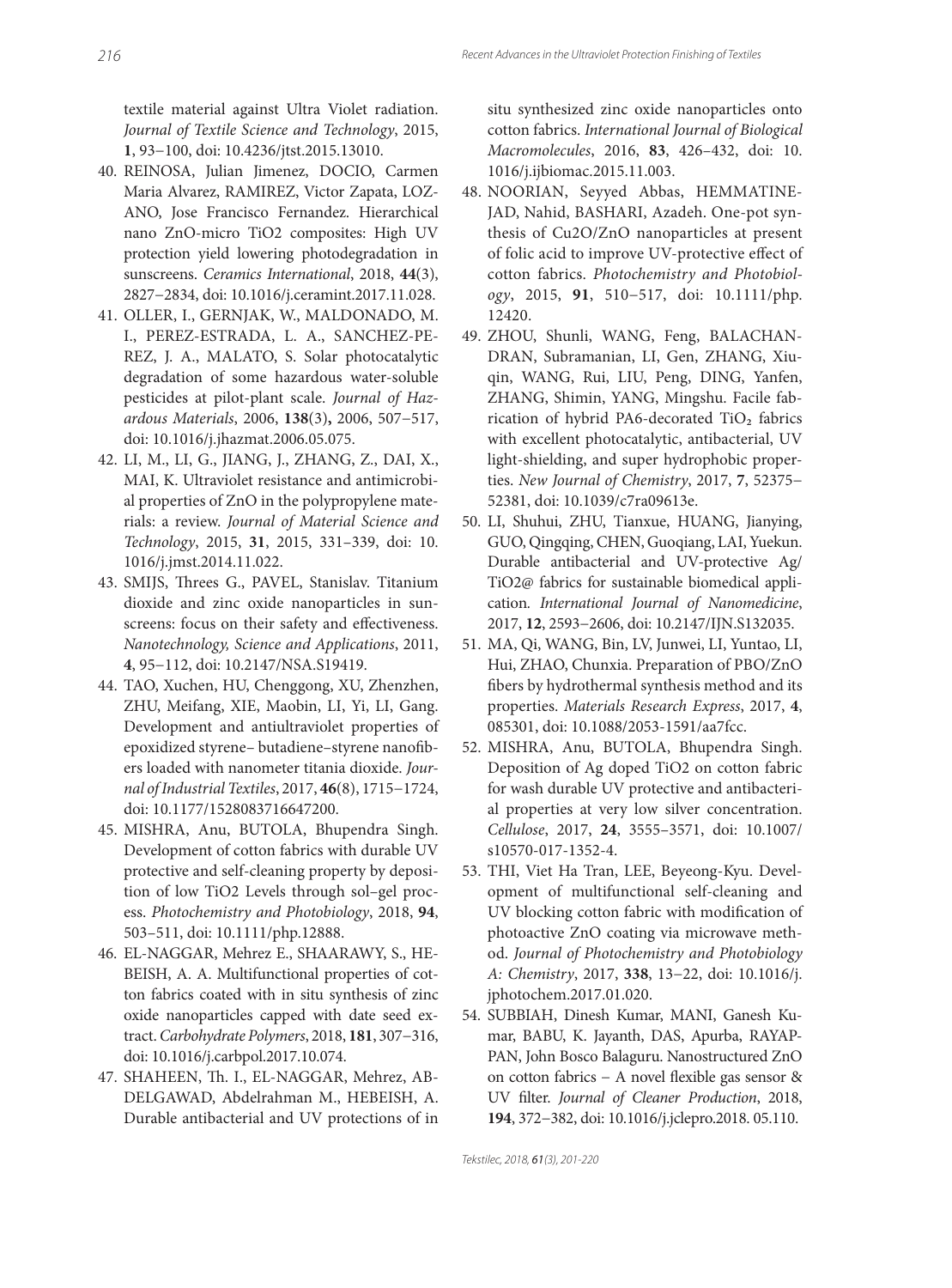textile material against Ultra Violet radiation. *Journal of Textile Science and Technology*, 2015, **1**, 93−100, doi: 10.4236/jtst.2015.13010.

40. REINOSA, Julian Jimenez, DOCIO, Carmen Maria Alvarez, RAMIREZ, Victor Zapata, LOZANO, Jose Francisco Fernandez. Hierarchical nano ZnO-micro TiO2 composites: High UV protection yield lowering photodegradation in sunscreens. *Ceramics International*, 2018, **44**(3), 2827−2834, doi: 10.1016/j.ceramint.2017.11.028.
41. OLLER, I., GERNJAK, W., MALDONADO, M. I., PEREZ-ESTRADA, L. A., SANCHEZ-PEREZ, J. A., MALATO, S. Solar photocatalytic degradation of some hazardous water-soluble pesticides at pilot-plant scale. *Journal of Hazardous Materials*, 2006, **138**(3)**,** 2006, 507−517, doi: 10.1016/j.jhazmat.2006.05.075.
42. LI, M., LI, G., JIANG, J., ZHANG, Z., DAI, X., MAI, K. Ultraviolet resistance and antimicrobial properties of ZnO in the polypropylene materials: a review. *Journal of Material Science and Technology*, 2015, **31**, 2015, 331–339, doi: 10.1016/j.jmst.2014.11.022.
43. SMIJS, Threes G., PAVEL, Stanislav. Titanium dioxide and zinc oxide nanoparticles in sunscreens: focus on their safety and effectiveness. *Nanotechnology, Science and Applications*, 2011, **4**, 95−112, doi: 10.2147/NSA.S19419.
44. TAO, Xuchen, HU, Chenggong, XU, Zhenzhen, ZHU, Meifang, XIE, Maobin, LI, Yi, LI, Gang. Development and antiultraviolet properties of epoxidized styrene– butadiene–styrene nanofibers loaded with nanometer titania dioxide. *Journal of Industrial Textiles*, 2017, **46**(8), 1715−1724, doi: 10.1177/1528083716647200.
45. MISHRA, Anu, BUTOLA, Bhupendra Singh. Development of cotton fabrics with durable UV protective and self-cleaning property by deposition of low TiO2 Levels through sol–gel process. *Photochemistry and Photobiology*, 2018, **94**, 503–511, doi: 10.1111/php.12888.
46. EL-NAGGAR, Mehrez E., SHAARAWY, S., HEBEISH, A. A. Multifunctional properties of cotton fabrics coated with in situ synthesis of zinc oxide nanoparticles capped with date seed extract. *Carbohydrate Polymers*, 2018, **181**, 307−316, doi: 10.1016/j.carbpol.2017.10.074.
47. SHAHEEN, Th. I., EL-NAGGAR, Mehrez, ABDELGAWAD, Abdelrahman M., HEBEISH, A. Durable antibacterial and UV protections of in situ synthesized zinc oxide nanoparticles onto cotton fabrics. *International Journal of Biological Macromolecules*, 2016, **83**, 426–432, doi: 10.1016/j.ijbiomac.2015.11.003.
48. NOORIAN, Seyyed Abbas, HEMMATINEJAD, Nahid, BASHARI, Azadeh. One-pot synthesis of Cu2O/ZnO nanoparticles at present of folic acid to improve UV-protective effect of cotton fabrics. *Photochemistry and Photobiology*, 2015, **91**, 510−517, doi: 10.1111/php.12420.
49. ZHOU, Shunli, WANG, Feng, BALACHANDRAN, Subramanian, LI, Gen, ZHANG, Xiuqin, WANG, Rui, LIU, Peng, DING, Yanfen, ZHANG, Shimin, YANG, Mingshu. Facile fabrication of hybrid PA6-decorated $TiO_2$ fabrics with excellent photocatalytic, antibacterial, UV light-shielding, and super hydrophobic properties. *New Journal of Chemistry*, 2017, **7**, 52375–52381, doi: 10.1039/c7ra09613e.
50. LI, Shuhui, ZHU, Tianxue, HUANG, Jianying, GUO, Qingqing, CHEN, Guoqiang, LAI, Yuekun. Durable antibacterial and UV-protective Ag/TiO2@ fabrics for sustainable biomedical application*. International Journal of Nanomedicine*, 2017, **12**, 2593−2606, doi: 10.2147/IJN.S132035.
51. MA, Qi, WANG, Bin, LV, Junwei, LI, Yuntao, LI, Hui, ZHAO, Chunxia. Preparation of PBO/ZnO fibers by hydrothermal synthesis method and its properties. *Materials Research Express*, 2017, **4**, 085301, doi: 10.1088/2053-1591/aa7fcc.
52. MISHRA, Anu, BUTOLA, Bhupendra Singh. Deposition of Ag doped TiO2 on cotton fabric for wash durable UV protective and antibacterial properties at very low silver concentration. *Cellulose*, 2017, **24**, 3555–3571, doi: 10.1007/s10570-017-1352-4.
53. THI, Viet Ha Tran, LEE, Beyeong-Kyu. Development of multifunctional self-cleaning and UV blocking cotton fabric with modification of photoactive ZnO coating via microwave method. *Journal of Photochemistry and Photobiology A: Chemistry*, 2017, **338**, 13−22, doi: 10.1016/j.jphotochem.2017.01.020.
54. SUBBIAH, Dinesh Kumar, MANI, Ganesh Kumar, BABU, K. Jayanth, DAS, Apurba, RAYAPPAN, John Bosco Balaguru. Nanostructured ZnO on cotton fabrics – A novel flexible gas sensor & UV filter. *Journal of Cleaner Production*, 2018, **194**, 372−382, doi: 10.1016/j.jclepro.2018. 05.110.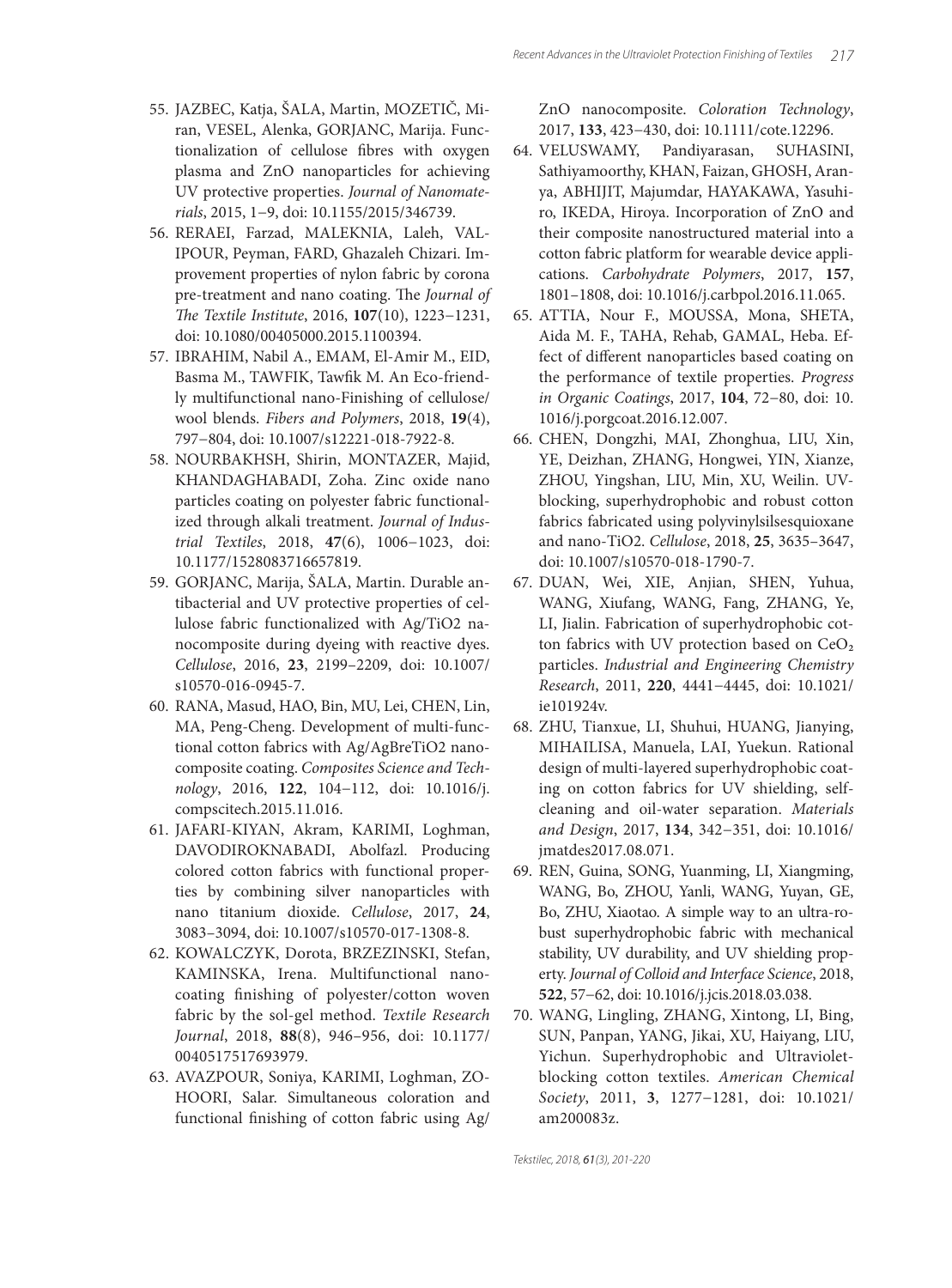55. JAZBEC, Katja, ŠALA, Martin, MOZETIČ, Miran, VESEL, Alenka, GORJANC, Marija. Functionalization of cellulose fibres with oxygen plasma and ZnO nanoparticles for achieving UV protective properties. *Journal of Nanomaterials*, 2015, 1−9, doi: 10.1155/2015/346739.
56. RERAEI, Farzad, MALEKNIA, Laleh, VALIPOUR, Peyman, FARD, Ghazaleh Chizari. Improvement properties of nylon fabric by corona pre-treatment and nano coating. *The Journal of The Textile Institute*, 2016, **107**(10), 1223−1231, doi: 10.1080/00405000.2015.1100394.
57. IBRAHIM, Nabil A., EMAM, El-Amir M., EID, Basma M., TAWFIK, Tawfik M. An Eco-friendly multifunctional nano-Finishing of cellulose/wool blends. *Fibers and Polymers*, 2018, **19**(4), 797−804, doi: 10.1007/s12221-018-7922-8.
58. NOURBAKHSH, Shirin, MONTAZER, Majid, KHANDAGHABADI, Zoha. Zinc oxide nano particles coating on polyester fabric functionalized through alkali treatment. *Journal of Industrial Textiles*, 2018, **47**(6), 1006−1023, doi: 10.1177/1528083716657819.
59. GORJANC, Marija, ŠALA, Martin. Durable antibacterial and UV protective properties of cellulose fabric functionalized with Ag/TiO2 nanocomposite during dyeing with reactive dyes. *Cellulose*, 2016, **23**, 2199–2209, doi: 10.1007/s10570-016-0945-7.
60. RANA, Masud, HAO, Bin, MU, Lei, CHEN, Lin, MA, Peng-Cheng. Development of multi-functional cotton fabrics with Ag/AgBreTiO2 nanocomposite coating. *Composites Science and Technology*, 2016, **122**, 104−112, doi: 10.1016/j.compscitech.2015.11.016.
61. JAFARI-KIYAN, Akram, KARIMI, Loghman, DAVODIROKNABADI, Abolfazl. Producing colored cotton fabrics with functional properties by combining silver nanoparticles with nano titanium dioxide. *Cellulose*, 2017, **24**, 3083–3094, doi: 10.1007/s10570-017-1308-8.
62. KOWALCZYK, Dorota, BRZEZINSKI, Stefan, KAMINSKA, Irena. Multifunctional nanocoating finishing of polyester/cotton woven fabric by the sol-gel method. *Textile Research Journal*, 2018, **88**(8), 946–956, doi: 10.1177/0040517517693979.
63. AVAZPOUR, Soniya, KARIMI, Loghman, ZOHOORI, Salar. Simultaneous coloration and functional finishing of cotton fabric using Ag/ZnO nanocomposite. *Coloration Technology*, 2017, **133**, 423−430, doi: 10.1111/cote.12296.
64. VELUSWAMY, Pandiyarasan, SUHASINI, Sathiyamoorthy, KHAN, Faizan, GHOSH, Aranya, ABHIJIT, Majumdar, HAYAKAWA, Yasuhiro, IKEDA, Hiroya. Incorporation of ZnO and their composite nanostructured material into a cotton fabric platform for wearable device applications. *Carbohydrate Polymers*, 2017, **157**, 1801–1808, doi: 10.1016/j.carbpol.2016.11.065.
65. ATTIA, Nour F., MOUSSA, Mona, SHETA, Aida M. F., TAHA, Rehab, GAMAL, Heba. Effect of different nanoparticles based coating on the performance of textile properties. *Progress in Organic Coatings*, 2017, **104**, 72−80, doi: 10.1016/j.porgcoat.2016.12.007.
66. CHEN, Dongzhi, MAI, Zhonghua, LIU, Xin, YE, Deizhan, ZHANG, Hongwei, YIN, Xianze, ZHOU, Yingshan, LIU, Min, XU, Weilin. UV-blocking, superhydrophobic and robust cotton fabrics fabricated using polyvinylsilsesquioxane and nano-TiO2. *Cellulose*, 2018, **25**, 3635–3647, doi: 10.1007/s10570-018-1790-7.
67. DUAN, Wei, XIE, Anjian, SHEN, Yuhua, WANG, Xiufang, WANG, Fang, ZHANG, Ye, LI, Jialin. Fabrication of superhydrophobic cotton fabrics with UV protection based on $CeO_2$ particles. *Industrial and Engineering Chemistry Research*, 2011, **220**, 4441−4445, doi: 10.1021/ie101924v.
68. ZHU, Tianxue, LI, Shuhui, HUANG, Jianying, MIHAILISA, Manuela, LAI, Yuekun. Rational design of multi-layered superhydrophobic coating on cotton fabrics for UV shielding, self-cleaning and oil-water separation. *Materials and Design*, 2017, **134**, 342−351, doi: 10.1016/jmatdes2017.08.071.
69. REN, Guina, SONG, Yuanming, LI, Xiangming, WANG, Bo, ZHOU, Yanli, WANG, Yuyan, GE, Bo, ZHU, Xiaotao. A simple way to an ultra-robust superhydrophobic fabric with mechanical stability, UV durability, and UV shielding property. *Journal of Colloid and Interface Science*, 2018, **522**, 57−62, doi: 10.1016/j.jcis.2018.03.038.
70. WANG, Lingling, ZHANG, Xintong, LI, Bing, SUN, Panpan, YANG, Jikai, XU, Haiyang, LIU, Yichun. Superhydrophobic and Ultraviolet-blocking cotton textiles. *American Chemical Society*, 2011, **3**, 1277−1281, doi: 10.1021/am200083z.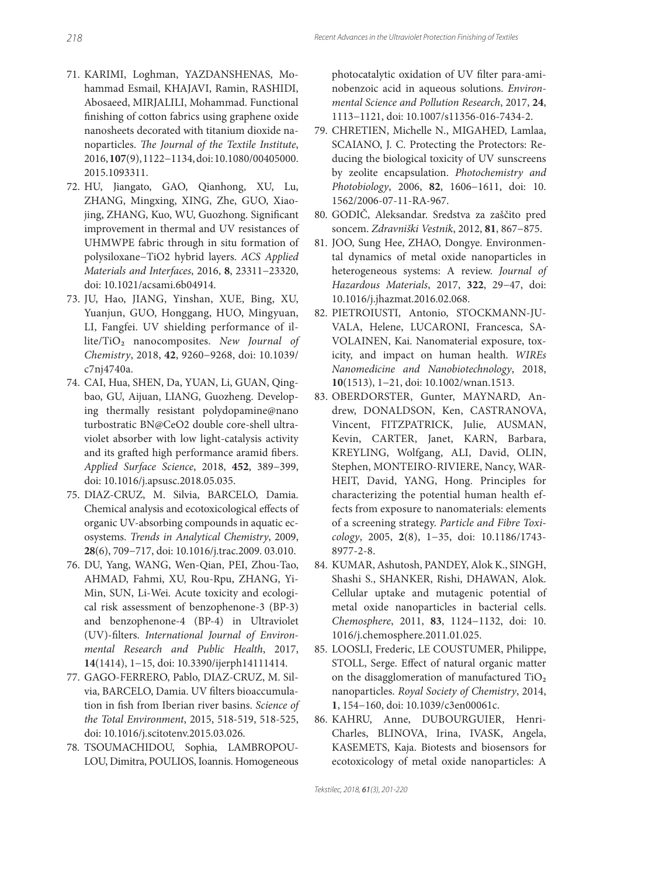71. KARIMI, Loghman, YAZDANSHENAS, Mohammad Esmail, KHAJAVI, Ramin, RASHIDI, Abosaeed, MIRJALILI, Mohammad. Functional finishing of cotton fabrics using graphene oxide nanosheets decorated with titanium dioxide nanoparticles. *The Journal of the Textile Institute*, 2016, **107**(9), 1122−1134, doi: 10.1080/00405000.2015.1093311.
72. HU, Jiangato, GAO, Qianhong, XU, Lu, ZHANG, Mingxing, XING, Zhe, GUO, Xiaojing, ZHANG, Kuo, WU, Guozhong. Significant improvement in thermal and UV resistances of UHMWPE fabric through in situ formation of polysiloxane−TiO2 hybrid layers. *ACS Applied Materials and Interfaces*, 2016, **8**, 23311−23320, doi: 10.1021/acsami.6b04914.
73. JU, Hao, JIANG, Yinshan, XUE, Bing, XU, Yuanjun, GUO, Honggang, HUO, Mingyuan, LI, Fangfei. UV shielding performance of illite/$TiO_2$ nanocomposites. *New Journal of Chemistry*, 2018, **42**, 9260−9268, doi: 10.1039/c7nj4740a.
74. CAI, Hua, SHEN, Da, YUAN, Li, GUAN, Qingbao, GU, Aijuan, LIANG, Guozheng. Developing thermally resistant polydopamine@nano turbostratic BN@CeO2 double core-shell ultraviolet absorber with low light-catalysis activity and its grafted high performance aramid fibers. *Applied Surface Science*, 2018, **452**, 389−399, doi: 10.1016/j.apsusc.2018.05.035.
75. DIAZ-CRUZ, M. Silvia, BARCELO, Damia. Chemical analysis and ecotoxicological effects of organic UV-absorbing compounds in aquatic ecosystems. *Trends in Analytical Chemistry*, 2009, **28**(6), 709−717, doi: 10.1016/j.trac.2009. 03.010.
76. DU, Yang, WANG, Wen-Qian, PEI, Zhou-Tao, AHMAD, Fahmi, XU, Rou-Rpu, ZHANG, Yi-Min, SUN, Li-Wei. Acute toxicity and ecological risk assessment of benzophenone-3 (BP-3) and benzophenone-4 (BP-4) in Ultraviolet (UV)-filters. *International Journal of Environmental Research and Public Health*, 2017, **14**(1414), 1−15, doi: 10.3390/ijerph14111414.
77. GAGO-FERRERO, Pablo, DIAZ-CRUZ, M. Silvia, BARCELO, Damia. UV filters bioaccumulation in fish from Iberian river basins. *Science of the Total Environment*, 2015, 518-519, 518-525, doi: 10.1016/j.scitotenv.2015.03.026.
78. TSOUMACHIDOU, Sophia, LAMBROPOULOU, Dimitra, POULIOS, Ioannis. Homogeneous photocatalytic oxidation of UV filter para-aminobenzoic acid in aqueous solutions. *Environmental Science and Pollution Research*, 2017, **24**, 1113−1121, doi: 10.1007/s11356-016-7434-2.
79. CHRETIEN, Michelle N., MIGAHED, Lamlaa, SCAIANO, J. C. Protecting the Protectors: Reducing the biological toxicity of UV sunscreens by zeolite encapsulation. *Photochemistry and Photobiology*, 2006, **82**, 1606−1611, doi: 10.1562/2006-07-11-RA-967.
80. GODIČ, Aleksandar. Sredstva za zaščito pred soncem. *Zdravniški Vestnik*, 2012, **81**, 867−875.
81. JOO, Sung Hee, ZHAO, Dongye. Environmental dynamics of metal oxide nanoparticles in heterogeneous systems: A review. *Journal of Hazardous Materials*, 2017, **322**, 29−47, doi: 10.1016/j.jhazmat.2016.02.068.
82. PIETROIUSTI, Antonio, STOCKMANN-JUVALA, Helene, LUCARONI, Francesca, SAVOLAINEN, Kai. Nanomaterial exposure, toxicity, and impact on human health. *WIREs Nanomedicine and Nanobiotechnology*, 2018, **10**(1513), 1−21, doi: 10.1002/wnan.1513.
83. OBERDORSTER, Gunter, MAYNARD, Andrew, DONALDSON, Ken, CASTRANOVA, Vincent, FITZPATRICK, Julie, AUSMAN, Kevin, CARTER, Janet, KARN, Barbara, KREYLING, Wolfgang, ALI, David, OLIN, Stephen, MONTEIRO-RIVIERE, Nancy, WARHEIT, David, YANG, Hong. Principles for characterizing the potential human health effects from exposure to nanomaterials: elements of a screening strategy. *Particle and Fibre Toxicology*, 2005, **2**(8), 1−35, doi: 10.1186/1743-8977-2-8.
84. KUMAR, Ashutosh, PANDEY, Alok K., SINGH, Shashi S., SHANKER, Rishi, DHAWAN, Alok. Cellular uptake and mutagenic potential of metal oxide nanoparticles in bacterial cells. *Chemosphere*, 2011, **83**, 1124−1132, doi: 10.1016/j.chemosphere.2011.01.025.
85. LOOSLI, Frederic, LE COUSTUMER, Philippe, STOLL, Serge. Effect of natural organic matter on the disagglomeration of manufactured $TiO_2$ nanoparticles. *Royal Society of Chemistry*, 2014, **1**, 154−160, doi: 10.1039/c3en00061c.
86. KAHRU, Anne, DUBOURGUIER, Henri-Charles, BLINOVA, Irina, IVASK, Angela, KASEMETS, Kaja. Biotests and biosensors for ecotoxicology of metal oxide nanoparticles: A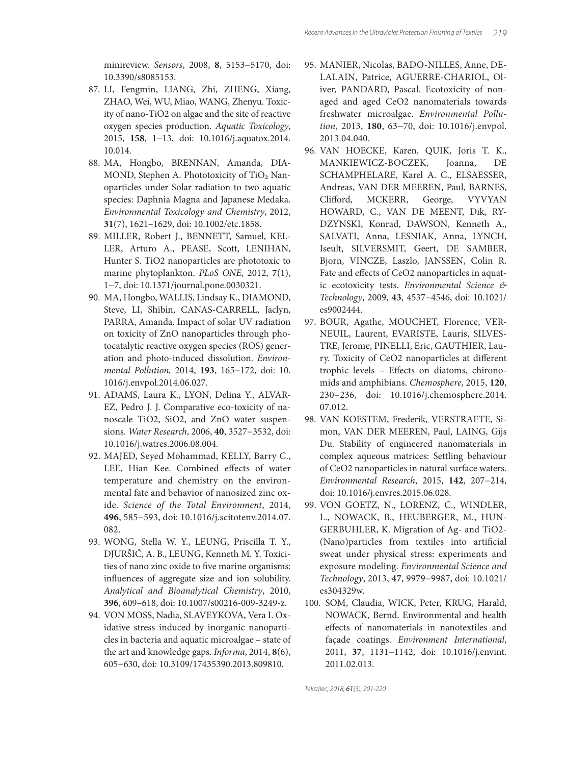minireview. *Sensors*, 2008, **8**, 5153−5170, doi: 10.3390/s8085153.

87. LI, Fengmin, LIANG, Zhi, ZHENG, Xiang, ZHAO, Wei, WU, Miao, WANG, Zhenyu. Toxicity of nano-TiO2 on algae and the site of reactive oxygen species production. *Aquatic Toxicology*, 2015, **158**, 1−13, doi: 10.1016/j.aquatox.2014.10.014.
88. MA, Hongbo, BRENNAN, Amanda, DIAMOND, Stephen A. Phototoxicity of $TiO_2$ Nanoparticles under Solar radiation to two aquatic species: Daphnia Magna and Japanese Medaka. *Environmental Toxicology and Chemistry*, 2012, **31**(7), 1621−1629, doi: 10.1002/etc.1858.
89. MILLER, Robert J., BENNETT, Samuel, KELLER, Arturo A., PEASE, Scott, LENIHAN, Hunter S. TiO2 nanoparticles are phototoxic to marine phytoplankton. *PLoS ONE*, 2012, **7**(1), 1−7, doi: 10.1371/journal.pone.0030321.
90. MA, Hongbo, WALLIS, Lindsay K., DIAMOND, Steve, LI, Shibin, CANAS-CARRELL, Jaclyn, PARRA, Amanda. Impact of solar UV radiation on toxicity of ZnO nanoparticles through photocatalytic reactive oxygen species (ROS) generation and photo-induced dissolution. *Environmental Pollution,* 2014, **193**, 165−172, doi: 10.1016/j.envpol.2014.06.027.
91. ADAMS, Laura K., LYON, Delina Y., ALVAREZ, Pedro J. J. Comparative eco-toxicity of nanoscale TiO2, SiO2, and ZnO water suspensions. *Water Research*, 2006, **40**, 3527−3532, doi: 10.1016/j.watres.2006.08.004.
92. MAJED, Seyed Mohammad, KELLY, Barry C., LEE, Hian Kee. Combined effects of water temperature and chemistry on the environmental fate and behavior of nanosized zinc oxide. *Science of the Total Environment*, 2014, **496**, 585−593, doi: 10.1016/j.scitotenv.2014.07.082.
93. WONG, Stella W. Y., LEUNG, Priscilla T. Y., DJURŠIĆ, A. B., LEUNG, Kenneth M. Y. Toxicities of nano zinc oxide to five marine organisms: influences of aggregate size and ion solubility. *Analytical and Bioanalytical Chemistry*, 2010, **396**, 609−618, doi: 10.1007/s00216-009-3249-z.
94. VON MOSS, Nadia, SLAVEYKOVA, Vera I. Oxidative stress induced by inorganic nanoparticles in bacteria and aquatic microalgae – state of the art and knowledge gaps. *Informa*, 2014, **8**(6), 605−630, doi: 10.3109/17435390.2013.809810.
95. MANIER, Nicolas, BADO-NILLES, Anne, DELALAIN, Patrice, AGUERRE-CHARIOL, Olivier, PANDARD, Pascal. Ecotoxicity of non-aged and aged CeO2 nanomaterials towards freshwater microalgae. *Environmental Pollution*, 2013, **180**, 63−70, doi: 10.1016/j.envpol.2013.04.040.
96. VAN HOECKE, Karen, QUIK, Joris T. K., MANKIEWICZ-BOCZEK, Joanna, DE SCHAMPHELARE, Karel A. C., ELSAESSER, Andreas, VAN DER MEEREN, Paul, BARNES, Clifford, MCKERR, George, VYVYAN HOWARD, C., VAN DE MEENT, Dik, RYDZYNSKI, Konrad, DAWSON, Kenneth A., SALVATI, Anna, LESNIAK, Anna, LYNCH, Iseult, SILVERSMIT, Geert, DE SAMBER, Bjorn, VINCZE, Laszlo, JANSSEN, Colin R. Fate and effects of CeO2 nanoparticles in aquatic ecotoxicity tests. *Environmental Science & Technology*, 2009, **43**, 4537−4546, doi: 10.1021/es9002444.
97. BOUR, Agathe, MOUCHET, Florence, VERNEUIL, Laurent, EVARISTE, Lauris, SILVESTRE, Jerome, PINELLI, Eric, GAUTHIER, Laury. Toxicity of CeO2 nanoparticles at different trophic levels – Effects on diatoms, chironomids and amphibians. *Chemosphere*, 2015, **120**, 230−236, doi: 10.1016/j.chemosphere.2014.07.012.
98. VAN KOESTEM, Frederik, VERSTRAETE, Simon, VAN DER MEEREN, Paul, LAING, Gijs Du. Stability of engineered nanomaterials in complex aqueous matrices: Settling behaviour of CeO2 nanoparticles in natural surface waters. *Environmental Research*, 2015, **142**, 207−214, doi: 10.1016/j.envres.2015.06.028.
99. VON GOETZ, N., LORENZ, C., WINDLER, L., NOWACK, B., HEUBERGER, M., HUNGERBUHLER, K. Migration of Ag- and TiO2-(Nano)particles from textiles into artificial sweat under physical stress: experiments and exposure modeling. *Environmental Science and Technology*, 2013, **47**, 9979−9987, doi: 10.1021/es304329w.
100. SOM, Claudia, WICK, Peter, KRUG, Harald, NOWACK, Bernd. Environmental and health effects of nanomaterials in nanotextiles and façade coatings. *Environment International*, 2011, **37**, 1131−1142, doi: 10.1016/j.envint.2011.02.013.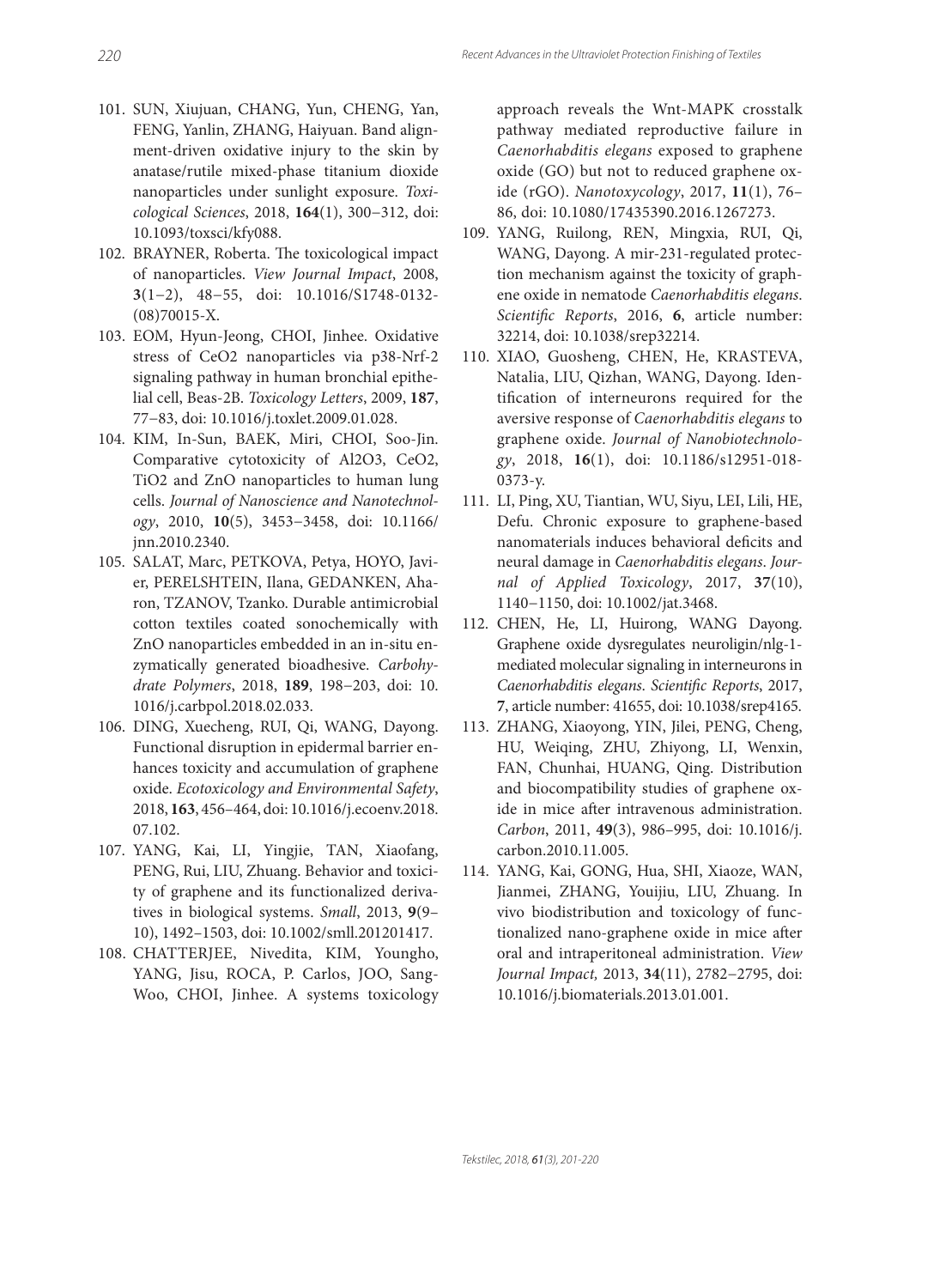101. SUN, Xiujuan, CHANG, Yun, CHENG, Yan, FENG, Yanlin, ZHANG, Haiyuan. Band alignment-driven oxidative injury to the skin by anatase/rutile mixed-phase titanium dioxide nanoparticles under sunlight exposure. *Toxicological Sciences*, 2018, **164**(1), 300−312, doi: 10.1093/toxsci/kfy088.
102. BRAYNER, Roberta. The toxicological impact of nanoparticles. *View Journal Impact*, 2008, **3**(1−2), 48−55, doi: 10.1016/S1748-0132-(08)70015-X.
103. EOM, Hyun-Jeong, CHOI, Jinhee. Oxidative stress of CeO2 nanoparticles via p38-Nrf-2 signaling pathway in human bronchial epithelial cell, Beas-2B. *Toxicology Letters*, 2009, **187**, 77−83, doi: 10.1016/j.toxlet.2009.01.028.
104. KIM, In-Sun, BAEK, Miri, CHOI, Soo-Jin. Comparative cytotoxicity of Al2O3, CeO2, TiO2 and ZnO nanoparticles to human lung cells. *Journal of Nanoscience and Nanotechnology*, 2010, **10**(5), 3453−3458, doi: 10.1166/jnn.2010.2340.
105. SALAT, Marc, PETKOVA, Petya, HOYO, Javier, PERELSHTEIN, Ilana, GEDANKEN, Aharon, TZANOV, Tzanko. Durable antimicrobial cotton textiles coated sonochemically with ZnO nanoparticles embedded in an in-situ enzymatically generated bioadhesive. *Carbohydrate Polymers*, 2018, **189**, 198−203, doi: 10.1016/j.carbpol.2018.02.033.
106. DING, Xuecheng, RUI, Qi, WANG, Dayong. Functional disruption in epidermal barrier enhances toxicity and accumulation of graphene oxide. *Ecotoxicology and Environmental Safety*, 2018, **163**, 456–464, doi: 10.1016/j.ecoenv.2018.07.102.
107. YANG, Kai, LI, Yingjie, TAN, Xiaofang, PENG, Rui, LIU, Zhuang. Behavior and toxicity of graphene and its functionalized derivatives in biological systems. *Small*, 2013, **9**(9–10), 1492–1503, doi: 10.1002/smll.201201417.
108. CHATTERJEE, Nivedita, KIM, Youngho, YANG, Jisu, ROCA, P. Carlos, JOO, Sang-Woo, CHOI, Jinhee. A systems toxicology approach reveals the Wnt-MAPK crosstalk pathway mediated reproductive failure in *Caenorhabditis elegans* exposed to graphene oxide (GO) but not to reduced graphene oxide (rGO). *Nanotoxycology*, 2017, **11**(1), 76–86, doi: 10.1080/17435390.2016.1267273.
109. YANG, Ruilong, REN, Mingxia, RUI, Qi, WANG, Dayong. A mir-231-regulated protection mechanism against the toxicity of graphene oxide in nematode *Caenorhabditis elegans*. *Scientific Reports*, 2016, **6**, article number: 32214, doi: 10.1038/srep32214.
110. XIAO, Guosheng, CHEN, He, KRASTEVA, Natalia, LIU, Qizhan, WANG, Dayong. Identification of interneurons required for the aversive response of *Caenorhabditis elegans* to graphene oxide. *Journal of Nanobiotechnology*, 2018, **16**(1), doi: 10.1186/s12951-018-0373-y.
111. LI, Ping, XU, Tiantian, WU, Siyu, LEI, Lili, HE, Defu. Chronic exposure to graphene-based nanomaterials induces behavioral deficits and neural damage in *Caenorhabditis elegans*. *Journal of Applied Toxicology*, 2017, **37**(10), 1140−1150, doi: 10.1002/jat.3468.
112. CHEN, He, LI, Huirong, WANG Dayong. Graphene oxide dysregulates neuroligin/nlg-1-mediated molecular signaling in interneurons in *Caenorhabditis elegans*. *Scientific Reports*, 2017, **7**, article number: 41655, doi: 10.1038/srep4165.
113. ZHANG, Xiaoyong, YIN, Jilei, PENG, Cheng, HU, Weiqing, ZHU, Zhiyong, LI, Wenxin, FAN, Chunhai, HUANG, Qing. Distribution and biocompatibility studies of graphene oxide in mice after intravenous administration. *Carbon*, 2011, **49**(3), 986–995, doi: 10.1016/j.carbon.2010.11.005.
114. YANG, Kai, GONG, Hua, SHI, Xiaoze, WAN, Jianmei, ZHANG, Youijiu, LIU, Zhuang. In vivo biodistribution and toxicology of functionalized nano-graphene oxide in mice after oral and intraperitoneal administration. *View Journal Impact,* 2013, **34**(11), 2782−2795, doi: 10.1016/j.biomaterials.2013.01.001.